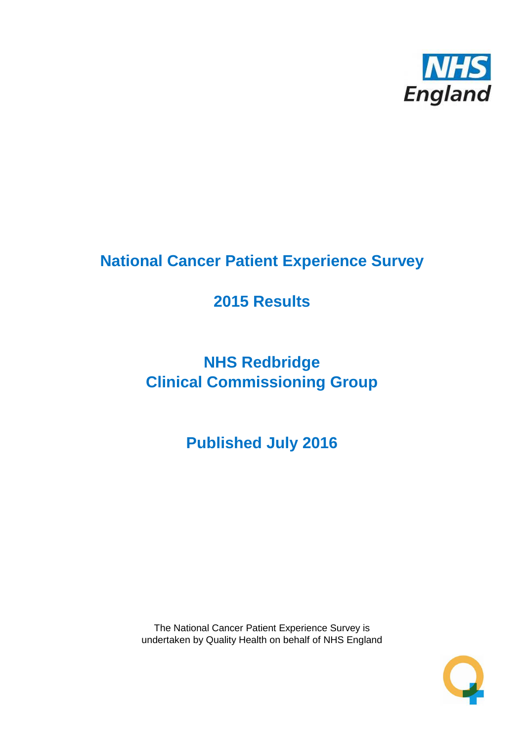# National Cancer Patient Experience Survey

## 2015 Results

## NHS Redbridge Clinical Commissioning Group

## Published July 2016

The National Cancer Patient Experience Survey is undertaken by Quality Health on behalf of NHS England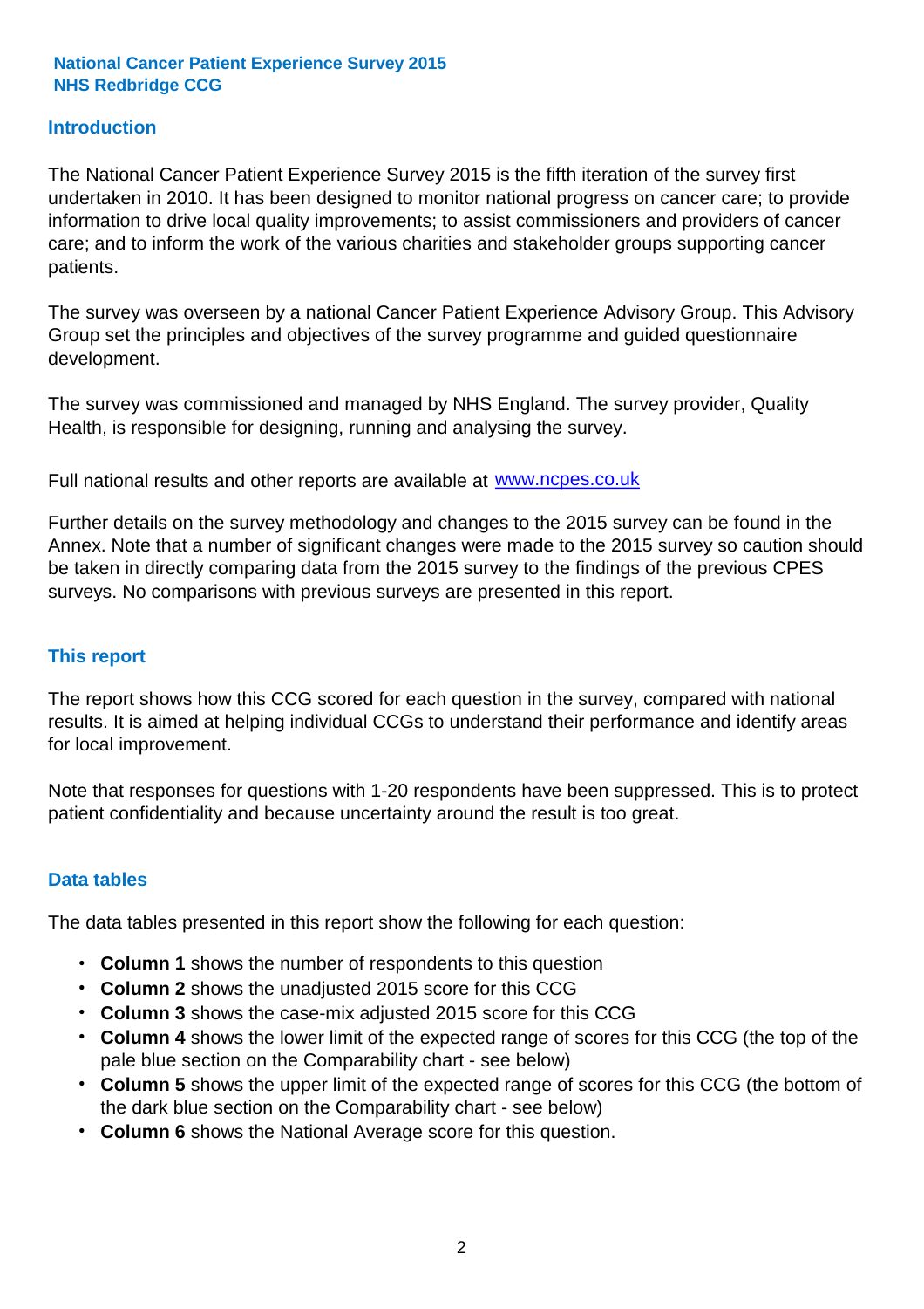**National Cancer Patient Experience Survey 2015**
**NHS Redbridge CCG**

## Introduction

The National Cancer Patient Experience Survey 2015 is the fifth iteration of the survey first undertaken in 2010. It has been designed to monitor national progress on cancer care; to provide information to drive local quality improvements; to assist commissioners and providers of cancer care; and to inform the work of the various charities and stakeholder groups supporting cancer patients.

The survey was overseen by a national Cancer Patient Experience Advisory Group. This Advisory Group set the principles and objectives of the survey programme and guided questionnaire development.

The survey was commissioned and managed by NHS England. The survey provider, Quality Health, is responsible for designing, running and analysing the survey.

Full national results and other reports are available at www.ncpes.co.uk

Further details on the survey methodology and changes to the 2015 survey can be found in the Annex. Note that a number of significant changes were made to the 2015 survey so caution should be taken in directly comparing data from the 2015 survey to the findings of the previous CPES surveys. No comparisons with previous surveys are presented in this report.

## This report

The report shows how this CCG scored for each question in the survey, compared with national results. It is aimed at helping individual CCGs to understand their performance and identify areas for local improvement.

Note that responses for questions with 1-20 respondents have been suppressed. This is to protect patient confidentiality and because uncertainty around the result is too great.

## Data tables

The data tables presented in this report show the following for each question:

- **Column 1** shows the number of respondents to this question
- **Column 2** shows the unadjusted 2015 score for this CCG
- **Column 3** shows the case-mix adjusted 2015 score for this CCG
- **Column 4** shows the lower limit of the expected range of scores for this CCG (the top of the pale blue section on the Comparability chart - see below)
- **Column 5** shows the upper limit of the expected range of scores for this CCG (the bottom of the dark blue section on the Comparability chart - see below)
- **Column 6** shows the National Average score for this question.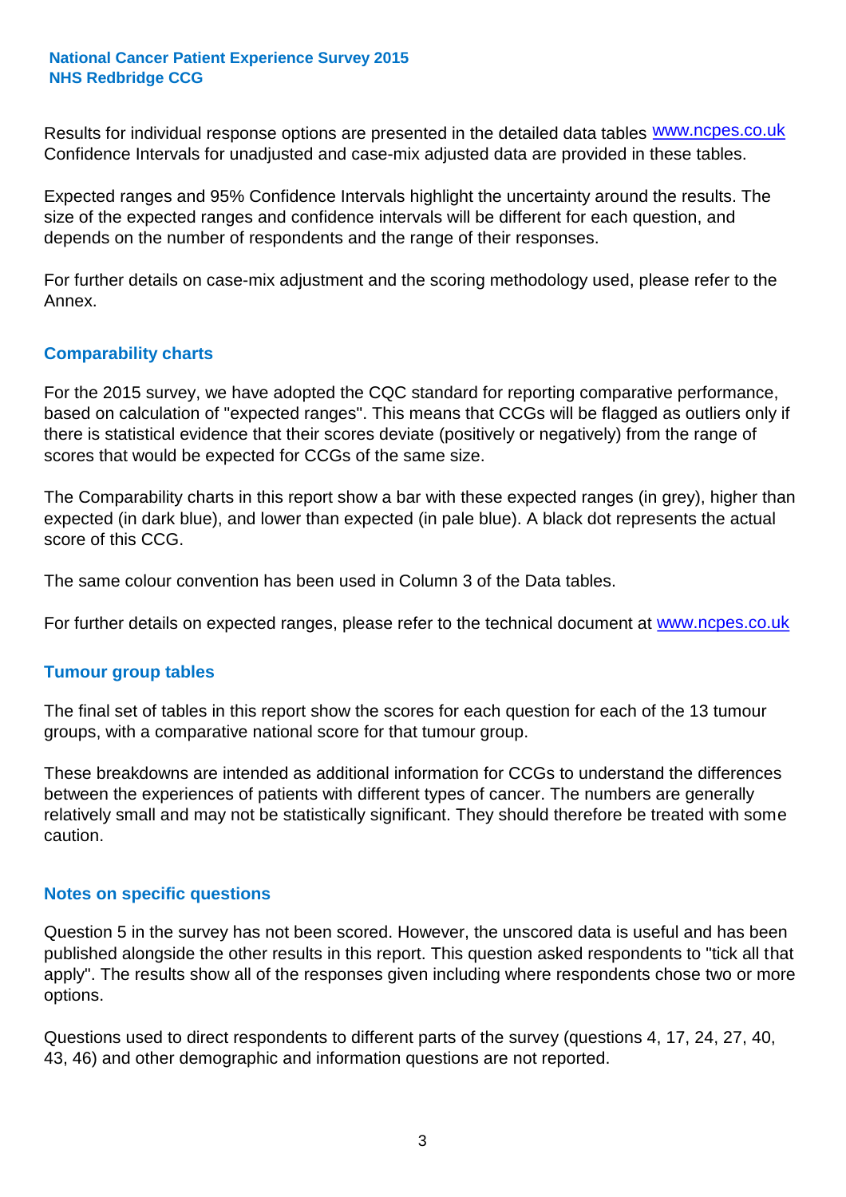Results for individual response options are presented in the detailed data tables www.ncpes.co.uk Confidence Intervals for unadjusted and case-mix adjusted data are provided in these tables.

Expected ranges and 95% Confidence Intervals highlight the uncertainty around the results. The size of the expected ranges and confidence intervals will be different for each question, and depends on the number of respondents and the range of their responses.

For further details on case-mix adjustment and the scoring methodology used, please refer to the Annex.

## Comparability charts

For the 2015 survey, we have adopted the CQC standard for reporting comparative performance, based on calculation of "expected ranges". This means that CCGs will be flagged as outliers only if there is statistical evidence that their scores deviate (positively or negatively) from the range of scores that would be expected for CCGs of the same size.

The Comparability charts in this report show a bar with these expected ranges (in grey), higher than expected (in dark blue), and lower than expected (in pale blue). A black dot represents the actual score of this CCG.

The same colour convention has been used in Column 3 of the Data tables.

For further details on expected ranges, please refer to the technical document at www.ncpes.co.uk

## Tumour group tables

The final set of tables in this report show the scores for each question for each of the 13 tumour groups, with a comparative national score for that tumour group.

These breakdowns are intended as additional information for CCGs to understand the differences between the experiences of patients with different types of cancer. The numbers are generally relatively small and may not be statistically significant. They should therefore be treated with some caution.

## Notes on specific questions

Question 5 in the survey has not been scored. However, the unscored data is useful and has been published alongside the other results in this report. This question asked respondents to "tick all that apply". The results show all of the responses given including where respondents chose two or more options.

Questions used to direct respondents to different parts of the survey (questions 4, 17, 24, 27, 40, 43, 46) and other demographic and information questions are not reported.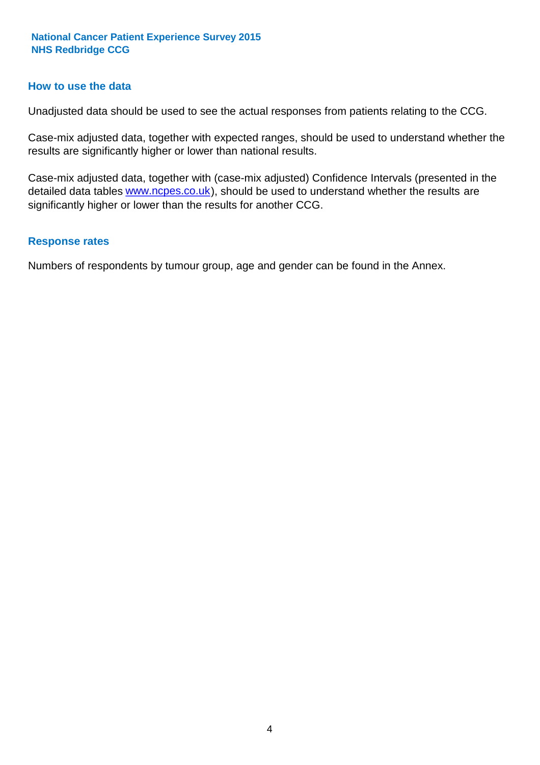## How to use the data

Unadjusted data should be used to see the actual responses from patients relating to the CCG.

Case-mix adjusted data, together with expected ranges, should be used to understand whether the results are significantly higher or lower than national results.

Case-mix adjusted data, together with (case-mix adjusted) Confidence Intervals (presented in the detailed data tables www.ncpes.co.uk), should be used to understand whether the results are significantly higher or lower than the results for another CCG.

## Response rates

Numbers of respondents by tumour group, age and gender can be found in the Annex.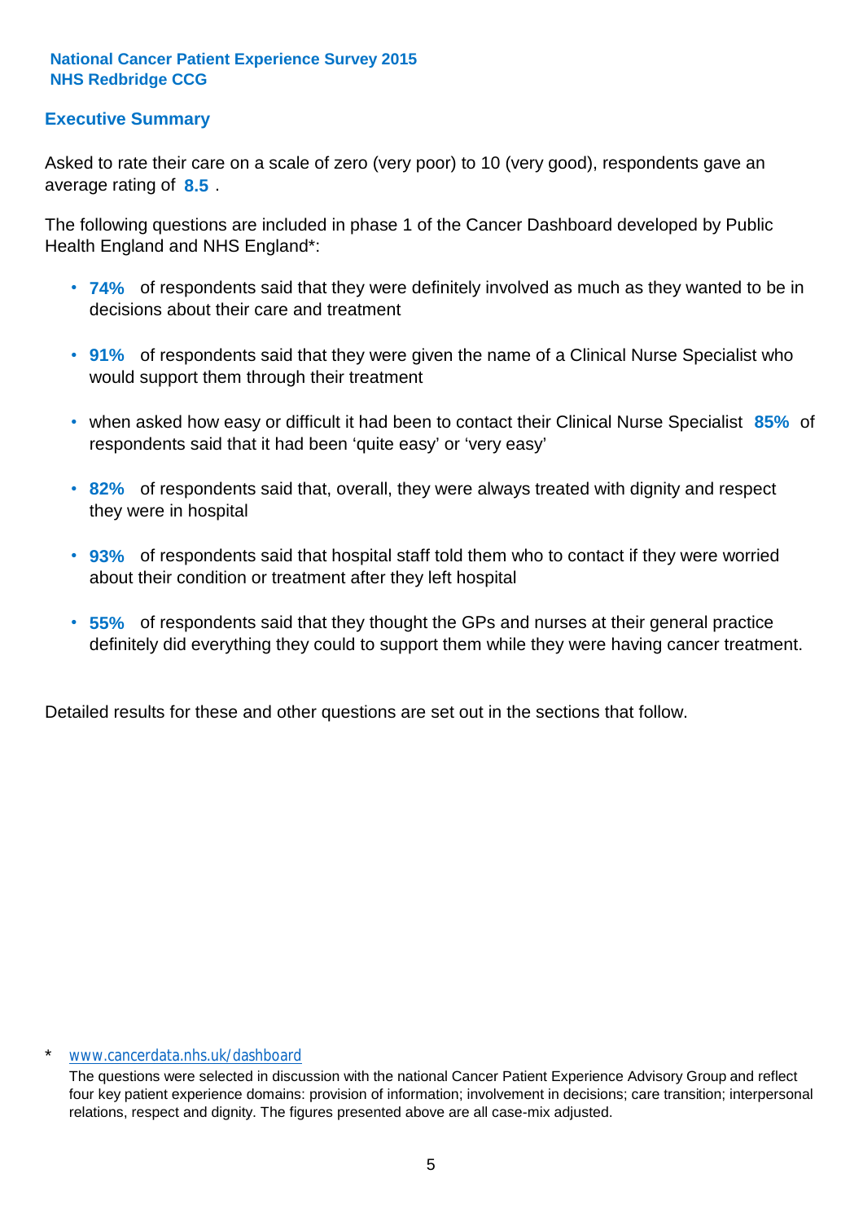**National Cancer Patient Experience Survey 2015**
**NHS Redbridge CCG**

## Executive Summary

Asked to rate their care on a scale of zero (very poor) to 10 (very good), respondents gave an average rating of **8.5** .

The following questions are included in phase 1 of the Cancer Dashboard developed by Public Health England and NHS England*:

- **74%** of respondents said that they were definitely involved as much as they wanted to be in decisions about their care and treatment
- **91%** of respondents said that they were given the name of a Clinical Nurse Specialist who would support them through their treatment
- when asked how easy or difficult it had been to contact their Clinical Nurse Specialist **85%** of respondents said that it had been 'quite easy' or 'very easy'
- **82%** of respondents said that, overall, they were always treated with dignity and respect they were in hospital
- **93%** of respondents said that hospital staff told them who to contact if they were worried about their condition or treatment after they left hospital
- **55%** of respondents said that they thought the GPs and nurses at their general practice definitely did everything they could to support them while they were having cancer treatment.

Detailed results for these and other questions are set out in the sections that follow.

\* www.cancerdata.nhs.uk/dashboard

The questions were selected in discussion with the national Cancer Patient Experience Advisory Group and reflect four key patient experience domains: provision of information; involvement in decisions; care transition; interpersonal relations, respect and dignity. The figures presented above are all case-mix adjusted.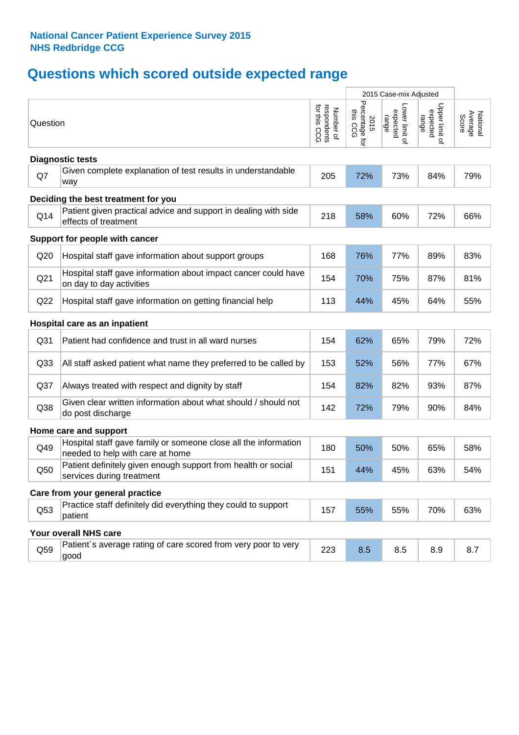**National Cancer Patient Experience Survey 2015**
**NHS Redbridge CCG**

# Questions which scored outside expected range

| | | | 2015 Case-mix Adjusted | | | |
|---|---|---|---|---|---|---|
| Question | | Number of respondents for this CCG | 2015 Percentage for this CCG | Lower limit of expected range | Upper limit of expected range | National Average Score |
| **Diagnostic tests** | | | | | | |
| Q7 | Given complete explanation of test results in understandable way | 205 | 72% | 73% | 84% | 79% |
| **Deciding the best treatment for you** | | | | | | |
| Q14 | Patient given practical advice and support in dealing with side effects of treatment | 218 | 58% | 60% | 72% | 66% |
| **Support for people with cancer** | | | | | | |
| Q20 | Hospital staff gave information about support groups | 168 | 76% | 77% | 89% | 83% |
| Q21 | Hospital staff gave information about impact cancer could have on day to day activities | 154 | 70% | 75% | 87% | 81% |
| Q22 | Hospital staff gave information on getting financial help | 113 | 44% | 45% | 64% | 55% |
| **Hospital care as an inpatient** | | | | | | |
| Q31 | Patient had confidence and trust in all ward nurses | 154 | 62% | 65% | 79% | 72% |
| Q33 | All staff asked patient what name they preferred to be called by | 153 | 52% | 56% | 77% | 67% |
| Q37 | Always treated with respect and dignity by staff | 154 | 82% | 82% | 93% | 87% |
| Q38 | Given clear written information about what should / should not do post discharge | 142 | 72% | 79% | 90% | 84% |
| **Home care and support** | | | | | | |
| Q49 | Hospital staff gave family or someone close all the information needed to help with care at home | 180 | 50% | 50% | 65% | 58% |
| Q50 | Patient definitely given enough support from health or social services during treatment | 151 | 44% | 45% | 63% | 54% |
| **Care from your general practice** | | | | | | |
| Q53 | Practice staff definitely did everything they could to support patient | 157 | 55% | 55% | 70% | 63% |
| **Your overall NHS care** | | | | | | |
| Q59 | Patient`s average rating of care scored from very poor to very good | 223 | 8.5 | 8.5 | 8.9 | 8.7 |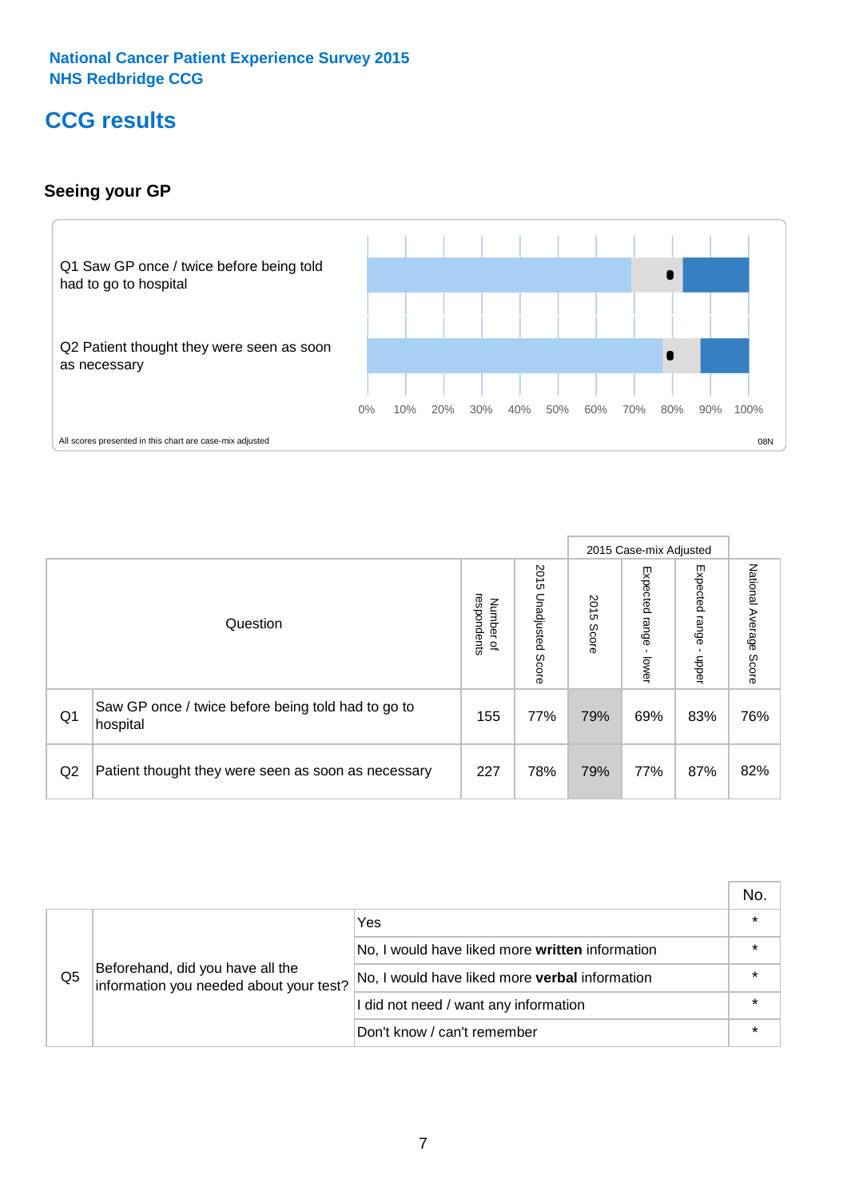National Cancer Patient Experience Survey 2015
NHS Redbridge CCG

# CCG results

## Seeing your GP

Q1 Saw GP once / twice before being told had to go to hospital

Q2 Patient thought they were seen as soon as necessary

0% 10% 20% 30% 40% 50% 60% 70% 80% 90% 100%

All scores presented in this chart are case-mix adjusted

08N

| | Question | Number of respondents | 2015 Unadjusted Score | 2015 Case-mix Adjusted: 2015 Score | 2015 Case-mix Adjusted: Expected range - lower | 2015 Case-mix Adjusted: Expected range - upper | National Average Score |
|---|---|---|---|---|---|---|---|
| Q1 | Saw GP once / twice before being told had to go to hospital | 155 | 77% | 79% | 69% | 83% | 76% |
| Q2 | Patient thought they were seen as soon as necessary | 227 | 78% | 79% | 77% | 87% | 82% |

| | | | No. |
|---|---|---|---|
| Q5 | Beforehand, did you have all the information you needed about your test? | Yes | * |
| | | No, I would have liked more **written** information | * |
| | | No, I would have liked more **verbal** information | * |
| | | I did not need / want any information | * |
| | | Don't know / can't remember | * |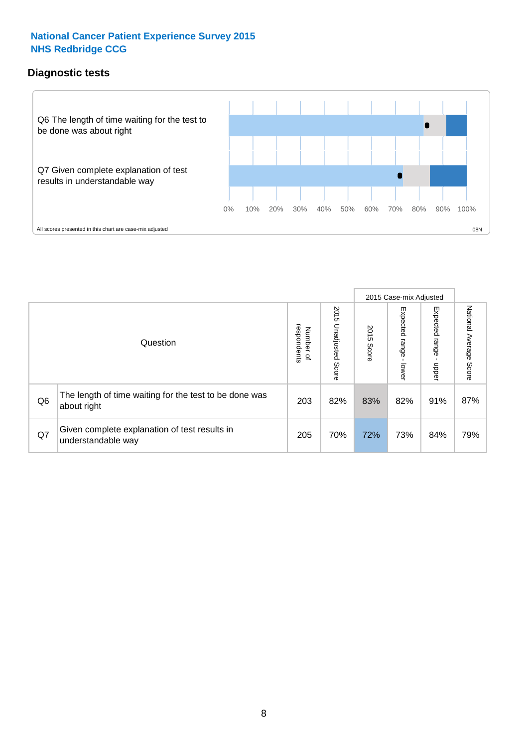**National Cancer Patient Experience Survey 2015**
**NHS Redbridge CCG**

## Diagnostic tests

Q6 The length of time waiting for the test to be done was about right

Q7 Given complete explanation of test results in understandable way

0% 10% 20% 30% 40% 50% 60% 70% 80% 90% 100%

All scores presented in this chart are case-mix adjusted

08N

| | Question | Number of respondents | 2015 Unadjusted Score | 2015 Case-mix Adjusted 2015 Score | 2015 Case-mix Adjusted Expected range - lower | 2015 Case-mix Adjusted Expected range - upper | National Average Score |
|---|---|---|---|---|---|---|---|
| Q6 | The length of time waiting for the test to be done was about right | 203 | 82% | 83% | 82% | 91% | 87% |
| Q7 | Given complete explanation of test results in understandable way | 205 | 70% | 72% | 73% | 84% | 79% |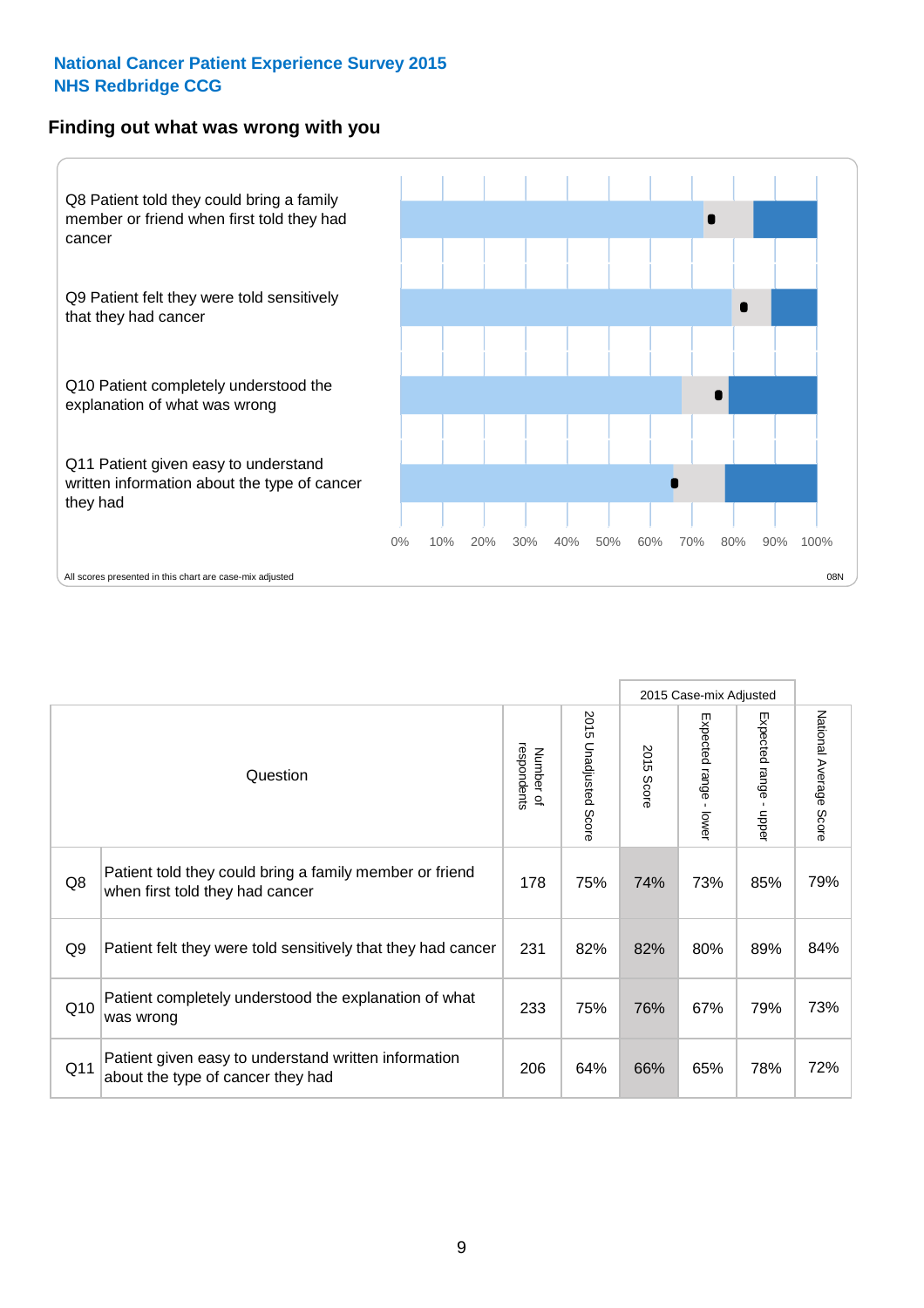National Cancer Patient Experience Survey 2015
NHS Redbridge CCG

## Finding out what was wrong with you

Q8 Patient told they could bring a family member or friend when first told they had cancer

Q9 Patient felt they were told sensitively that they had cancer

Q10 Patient completely understood the explanation of what was wrong

Q11 Patient given easy to understand written information about the type of cancer they had

0% 10% 20% 30% 40% 50% 60% 70% 80% 90% 100%

All scores presented in this chart are case-mix adjusted

08N

| | Question | Number of respondents | 2015 Unadjusted Score | 2015 Case-mix Adjusted | | | National Average Score |
|---|---|---|---|---|---|---|---|
| | | | | 2015 Score | Expected range - lower | Expected range - upper | |
| Q8 | Patient told they could bring a family member or friend when first told they had cancer | 178 | 75% | 74% | 73% | 85% | 79% |
| Q9 | Patient felt they were told sensitively that they had cancer | 231 | 82% | 82% | 80% | 89% | 84% |
| Q10 | Patient completely understood the explanation of what was wrong | 233 | 75% | 76% | 67% | 79% | 73% |
| Q11 | Patient given easy to understand written information about the type of cancer they had | 206 | 64% | 66% | 65% | 78% | 72% |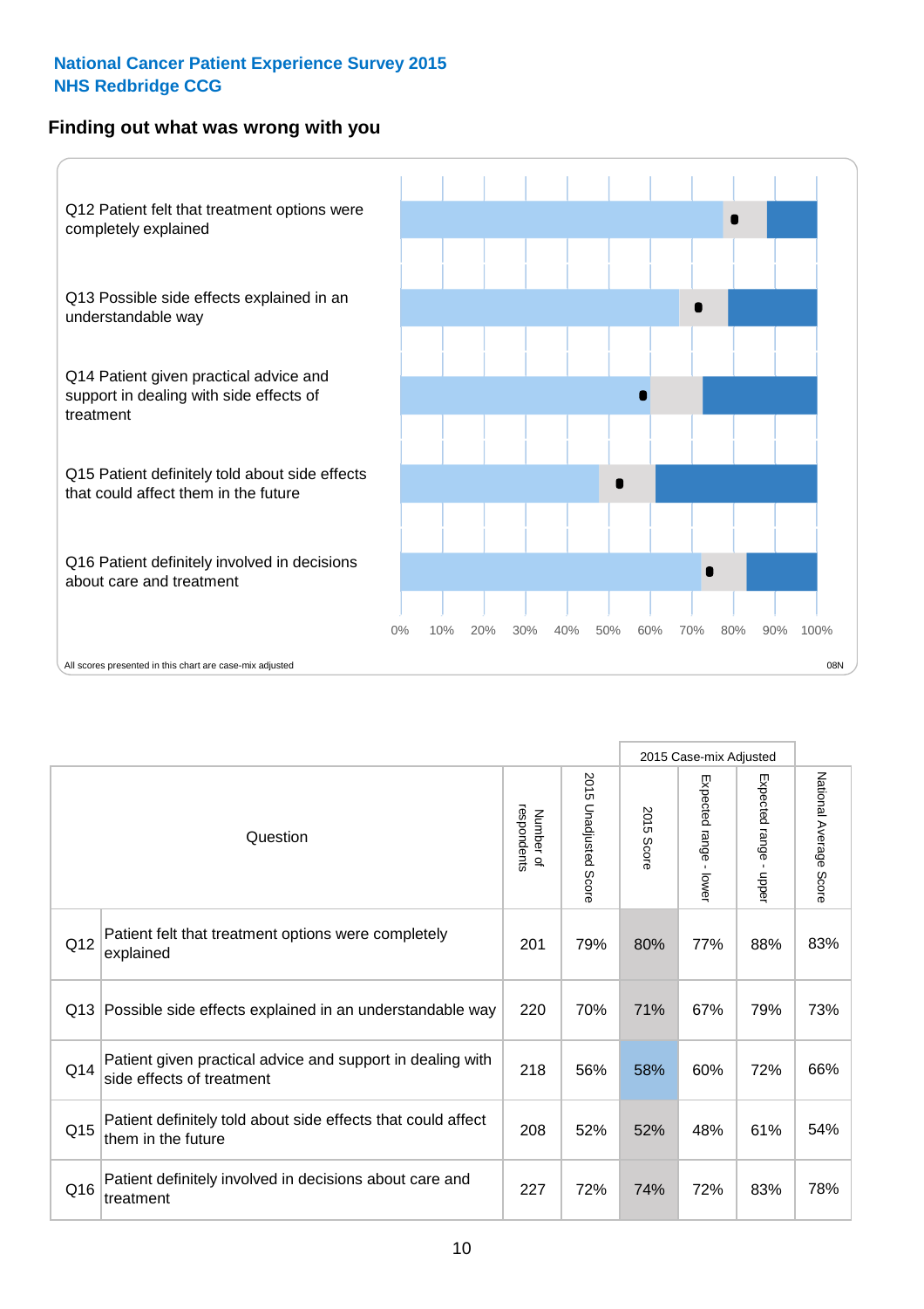National Cancer Patient Experience Survey 2015
NHS Redbridge CCG

## Finding out what was wrong with you

Q12 Patient felt that treatment options were completely explained

Q13 Possible side effects explained in an understandable way

Q14 Patient given practical advice and support in dealing with side effects of treatment

Q15 Patient definitely told about side effects that could affect them in the future

Q16 Patient definitely involved in decisions about care and treatment

0% 10% 20% 30% 40% 50% 60% 70% 80% 90% 100%

All scores presented in this chart are case-mix adjusted

08N

| | Question | Number of respondents | 2015 Unadjusted Score | 2015 Case-mix Adjusted: 2015 Score | 2015 Case-mix Adjusted: Expected range - lower | 2015 Case-mix Adjusted: Expected range - upper | National Average Score |
|---|---|---|---|---|---|---|---|
| Q12 | Patient felt that treatment options were completely explained | 201 | 79% | 80% | 77% | 88% | 83% |
| Q13 | Possible side effects explained in an understandable way | 220 | 70% | 71% | 67% | 79% | 73% |
| Q14 | Patient given practical advice and support in dealing with side effects of treatment | 218 | 56% | 58% | 60% | 72% | 66% |
| Q15 | Patient definitely told about side effects that could affect them in the future | 208 | 52% | 52% | 48% | 61% | 54% |
| Q16 | Patient definitely involved in decisions about care and treatment | 227 | 72% | 74% | 72% | 83% | 78% |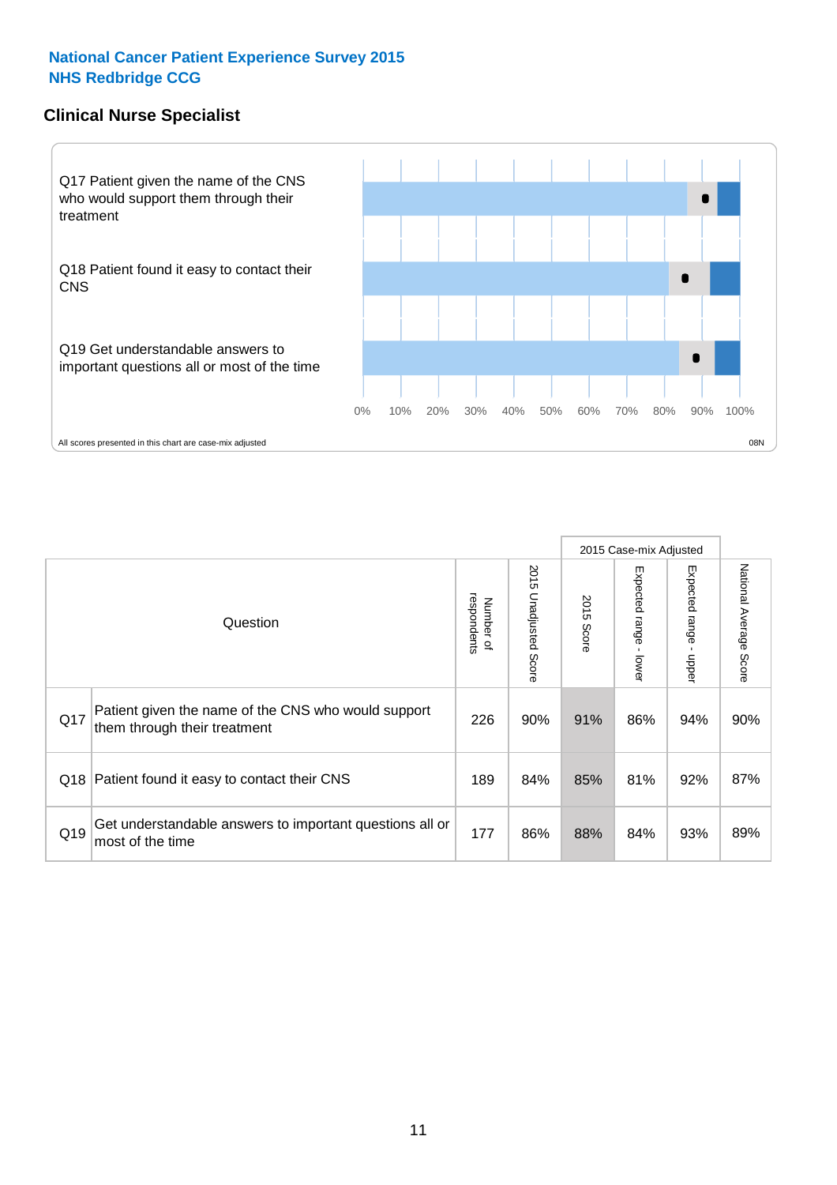**National Cancer Patient Experience Survey 2015**
**NHS Redbridge CCG**

## Clinical Nurse Specialist

Q17 Patient given the name of the CNS who would support them through their treatment

Q18 Patient found it easy to contact their CNS

Q19 Get understandable answers to important questions all or most of the time

0% 10% 20% 30% 40% 50% 60% 70% 80% 90% 100%

All scores presented in this chart are case-mix adjusted

08N

| | Question | Number of respondents | 2015 Unadjusted Score | 2015 Case-mix Adjusted | | | National Average Score |
|---|---|---|---|---|---|---|---|
| | | | | 2015 Score | Expected range - lower | Expected range - upper | |
| Q17 | Patient given the name of the CNS who would support them through their treatment | 226 | 90% | 91% | 86% | 94% | 90% |
| Q18 | Patient found it easy to contact their CNS | 189 | 84% | 85% | 81% | 92% | 87% |
| Q19 | Get understandable answers to important questions all or most of the time | 177 | 86% | 88% | 84% | 93% | 89% |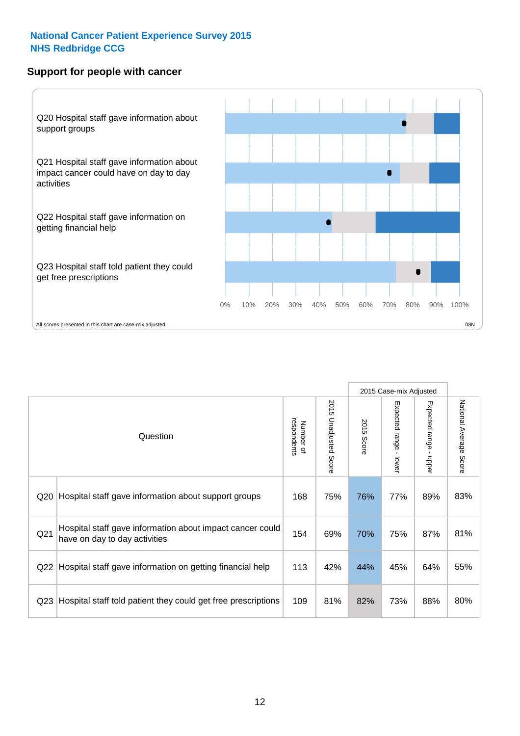**National Cancer Patient Experience Survey 2015**
**NHS Redbridge CCG**

## Support for people with cancer

Q20 Hospital staff gave information about support groups

Q21 Hospital staff gave information about impact cancer could have on day to day activities

Q22 Hospital staff gave information on getting financial help

Q23 Hospital staff told patient they could get free prescriptions

0% 10% 20% 30% 40% 50% 60% 70% 80% 90% 100%

All scores presented in this chart are case-mix adjusted

08N

| | Question | Number of respondents | 2015 Unadjusted Score | 2015 Case-mix Adjusted: 2015 Score | 2015 Case-mix Adjusted: Expected range - lower | 2015 Case-mix Adjusted: Expected range - upper | National Average Score |
|---|---|---|---|---|---|---|---|
| Q20 | Hospital staff gave information about support groups | 168 | 75% | 76% | 77% | 89% | 83% |
| Q21 | Hospital staff gave information about impact cancer could have on day to day activities | 154 | 69% | 70% | 75% | 87% | 81% |
| Q22 | Hospital staff gave information on getting financial help | 113 | 42% | 44% | 45% | 64% | 55% |
| Q23 | Hospital staff told patient they could get free prescriptions | 109 | 81% | 82% | 73% | 88% | 80% |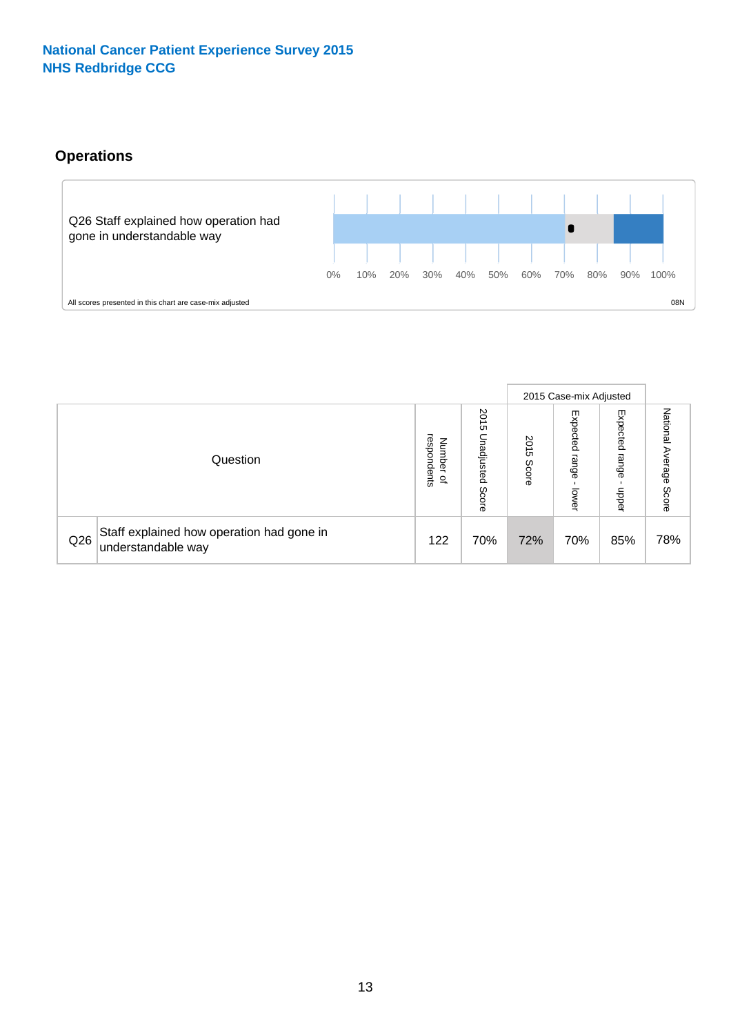**National Cancer Patient Experience Survey 2015**
**NHS Redbridge CCG**

## Operations

Q26 Staff explained how operation had gone in understandable way

0% 10% 20% 30% 40% 50% 60% 70% 80% 90% 100%

All scores presented in this chart are case-mix adjusted

08N

| Question | | Number of respondents | 2015 Unadjusted Score | 2015 Case-mix Adjusted | | | National Average Score |
|---|---|---|---|---|---|---|---|
| | | | | 2015 Score | Expected range - lower | Expected range - upper | |
| Q26 | Staff explained how operation had gone in understandable way | 122 | 70% | 72% | 70% | 85% | 78% |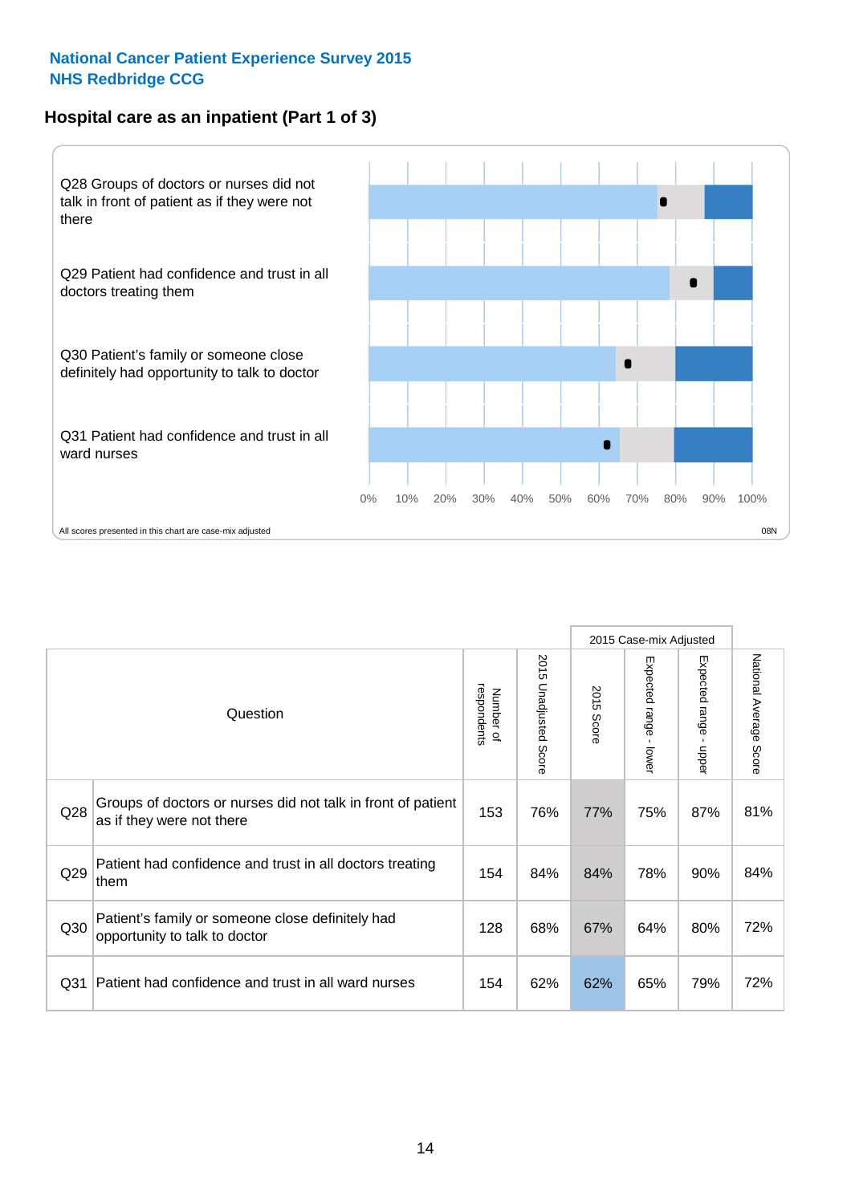National Cancer Patient Experience Survey 2015
NHS Redbridge CCG

## Hospital care as an inpatient (Part 1 of 3)

Q28 Groups of doctors or nurses did not talk in front of patient as if they were not there

Q29 Patient had confidence and trust in all doctors treating them

Q30 Patient's family or someone close definitely had opportunity to talk to doctor

Q31 Patient had confidence and trust in all ward nurses

0% 10% 20% 30% 40% 50% 60% 70% 80% 90% 100%

All scores presented in this chart are case-mix adjusted

08N

| | Question | Number of respondents | 2015 Unadjusted Score | 2015 Case-mix Adjusted: 2015 Score | 2015 Case-mix Adjusted: Expected range - lower | 2015 Case-mix Adjusted: Expected range - upper | National Average Score |
|---|---|---|---|---|---|---|---|
| Q28 | Groups of doctors or nurses did not talk in front of patient as if they were not there | 153 | 76% | 77% | 75% | 87% | 81% |
| Q29 | Patient had confidence and trust in all doctors treating them | 154 | 84% | 84% | 78% | 90% | 84% |
| Q30 | Patient's family or someone close definitely had opportunity to talk to doctor | 128 | 68% | 67% | 64% | 80% | 72% |
| Q31 | Patient had confidence and trust in all ward nurses | 154 | 62% | 62% | 65% | 79% | 72% |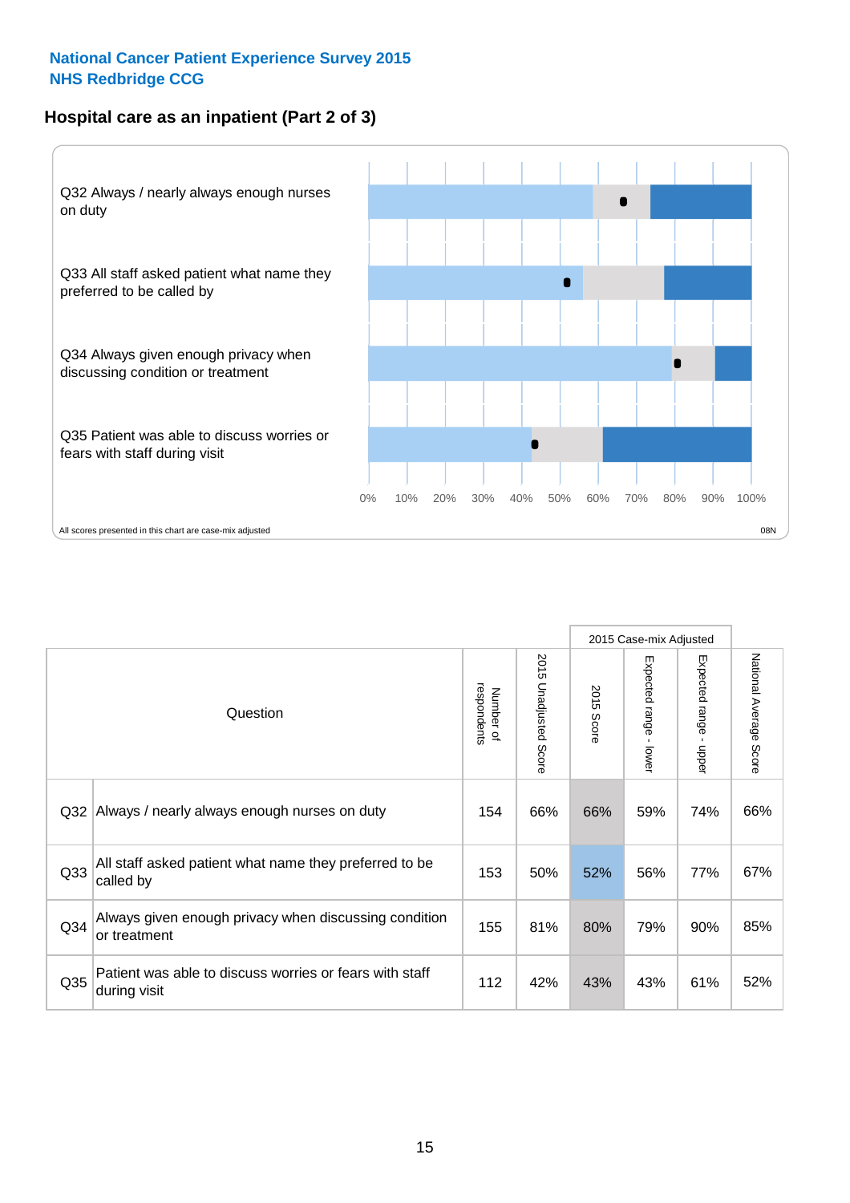National Cancer Patient Experience Survey 2015
NHS Redbridge CCG

## Hospital care as an inpatient (Part 2 of 3)

Q32 Always / nearly always enough nurses on duty

Q33 All staff asked patient what name they preferred to be called by

Q34 Always given enough privacy when discussing condition or treatment

Q35 Patient was able to discuss worries or fears with staff during visit

0% 10% 20% 30% 40% 50% 60% 70% 80% 90% 100%

All scores presented in this chart are case-mix adjusted

08N

| | Question | Number of respondents | 2015 Unadjusted Score | 2015 Case-mix Adjusted: 2015 Score | 2015 Case-mix Adjusted: Expected range - lower | 2015 Case-mix Adjusted: Expected range - upper | National Average Score |
|---|---|---|---|---|---|---|---|
| Q32 | Always / nearly always enough nurses on duty | 154 | 66% | 66% | 59% | 74% | 66% |
| Q33 | All staff asked patient what name they preferred to be called by | 153 | 50% | 52% | 56% | 77% | 67% |
| Q34 | Always given enough privacy when discussing condition or treatment | 155 | 81% | 80% | 79% | 90% | 85% |
| Q35 | Patient was able to discuss worries or fears with staff during visit | 112 | 42% | 43% | 43% | 61% | 52% |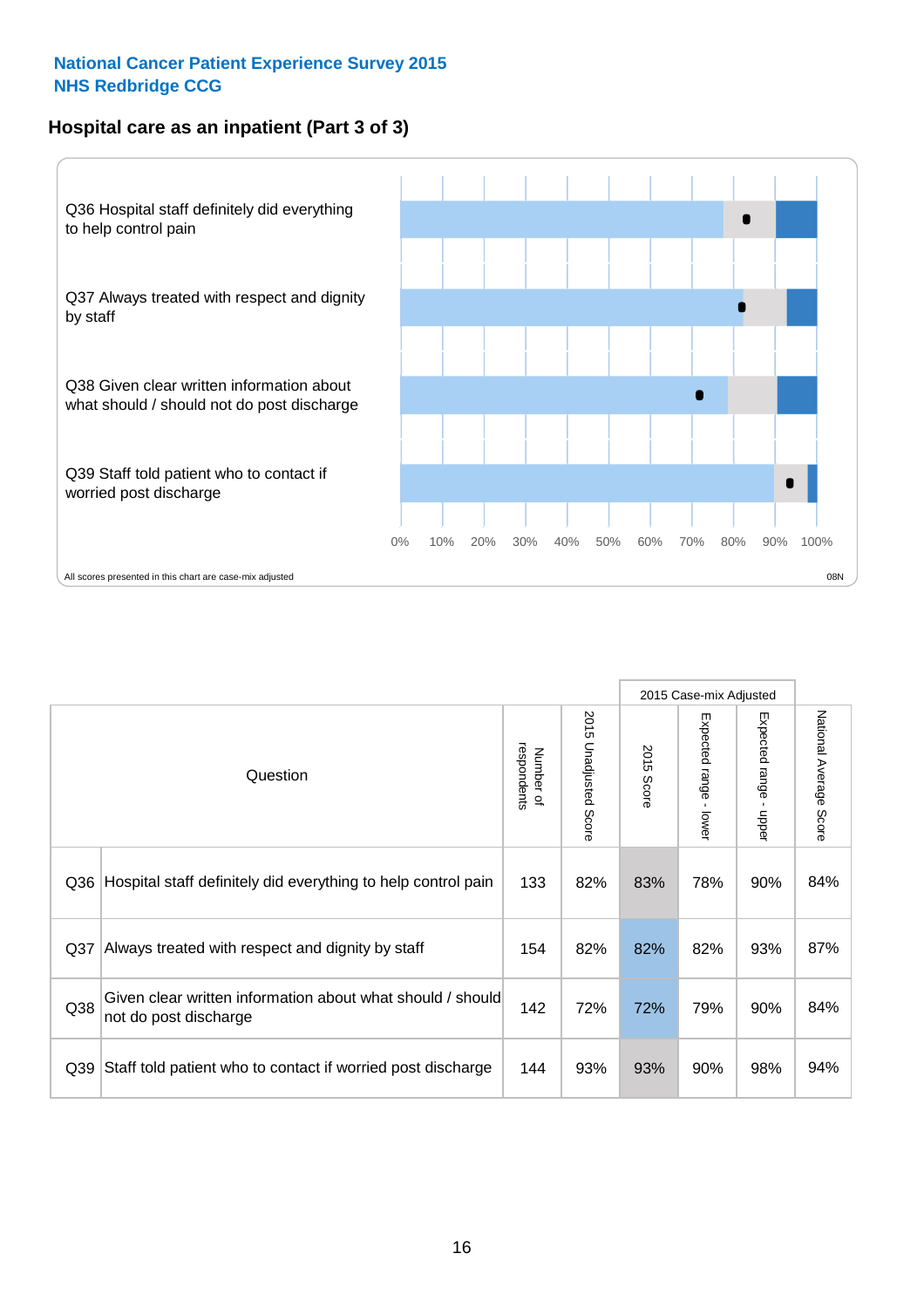**National Cancer Patient Experience Survey 2015**
**NHS Redbridge CCG**

## Hospital care as an inpatient (Part 3 of 3)

Q36 Hospital staff definitely did everything to help control pain

Q37 Always treated with respect and dignity by staff

Q38 Given clear written information about what should / should not do post discharge

Q39 Staff told patient who to contact if worried post discharge

0% 10% 20% 30% 40% 50% 60% 70% 80% 90% 100%

All scores presented in this chart are case-mix adjusted

08N

| | Question | Number of respondents | 2015 Unadjusted Score | 2015 Case-mix Adjusted: 2015 Score | 2015 Case-mix Adjusted: Expected range - lower | 2015 Case-mix Adjusted: Expected range - upper | National Average Score |
|---|---|---|---|---|---|---|---|
| Q36 | Hospital staff definitely did everything to help control pain | 133 | 82% | 83% | 78% | 90% | 84% |
| Q37 | Always treated with respect and dignity by staff | 154 | 82% | 82% | 82% | 93% | 87% |
| Q38 | Given clear written information about what should / should not do post discharge | 142 | 72% | 72% | 79% | 90% | 84% |
| Q39 | Staff told patient who to contact if worried post discharge | 144 | 93% | 93% | 90% | 98% | 94% |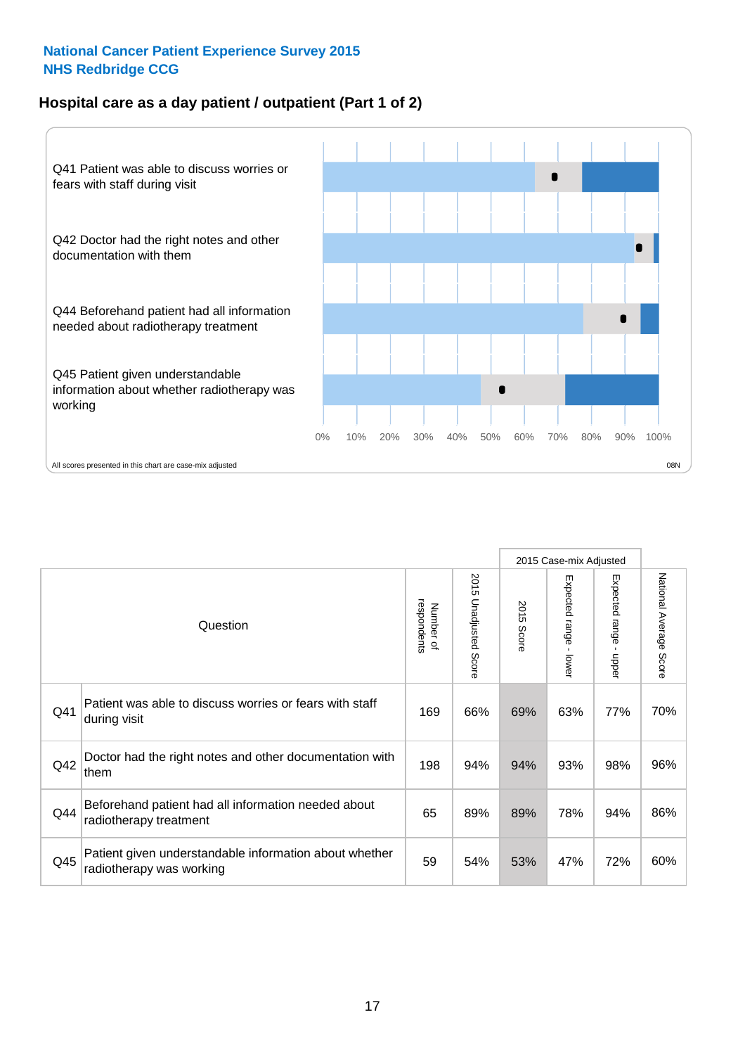National Cancer Patient Experience Survey 2015
NHS Redbridge CCG

## Hospital care as a day patient / outpatient (Part 1 of 2)

Q41 Patient was able to discuss worries or fears with staff during visit

Q42 Doctor had the right notes and other documentation with them

Q44 Beforehand patient had all information needed about radiotherapy treatment

Q45 Patient given understandable information about whether radiotherapy was working

0% 10% 20% 30% 40% 50% 60% 70% 80% 90% 100%

All scores presented in this chart are case-mix adjusted

08N

| | Question | Number of respondents | 2015 Unadjusted Score | 2015 Case-mix Adjusted | | | National Average Score |
|---|---|---|---|---|---|---|---|
| | | | | 2015 Score | Expected range - lower | Expected range - upper | |
| Q41 | Patient was able to discuss worries or fears with staff during visit | 169 | 66% | 69% | 63% | 77% | 70% |
| Q42 | Doctor had the right notes and other documentation with them | 198 | 94% | 94% | 93% | 98% | 96% |
| Q44 | Beforehand patient had all information needed about radiotherapy treatment | 65 | 89% | 89% | 78% | 94% | 86% |
| Q45 | Patient given understandable information about whether radiotherapy was working | 59 | 54% | 53% | 47% | 72% | 60% |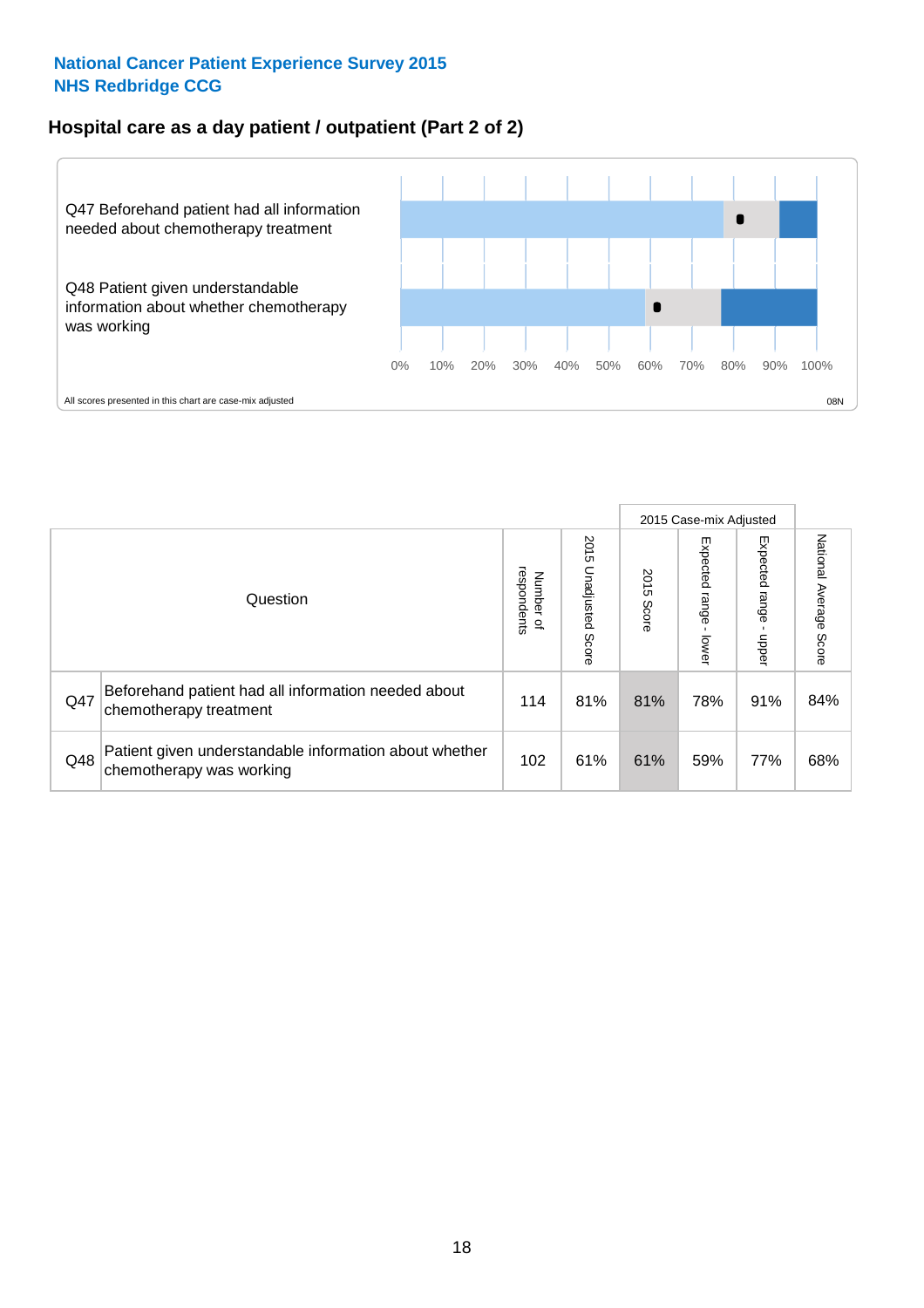National Cancer Patient Experience Survey 2015
NHS Redbridge CCG

## Hospital care as a day patient / outpatient (Part 2 of 2)

Q47 Beforehand patient had all information needed about chemotherapy treatment

Q48 Patient given understandable information about whether chemotherapy was working

0% 10% 20% 30% 40% 50% 60% 70% 80% 90% 100%

All scores presented in this chart are case-mix adjusted

08N

| Question | | Number of respondents | 2015 Unadjusted Score | 2015 Case-mix Adjusted 2015 Score | 2015 Case-mix Adjusted Expected range - lower | 2015 Case-mix Adjusted Expected range - upper | National Average Score |
|---|---|---|---|---|---|---|---|
| Q47 | Beforehand patient had all information needed about chemotherapy treatment | 114 | 81% | 81% | 78% | 91% | 84% |
| Q48 | Patient given understandable information about whether chemotherapy was working | 102 | 61% | 61% | 59% | 77% | 68% |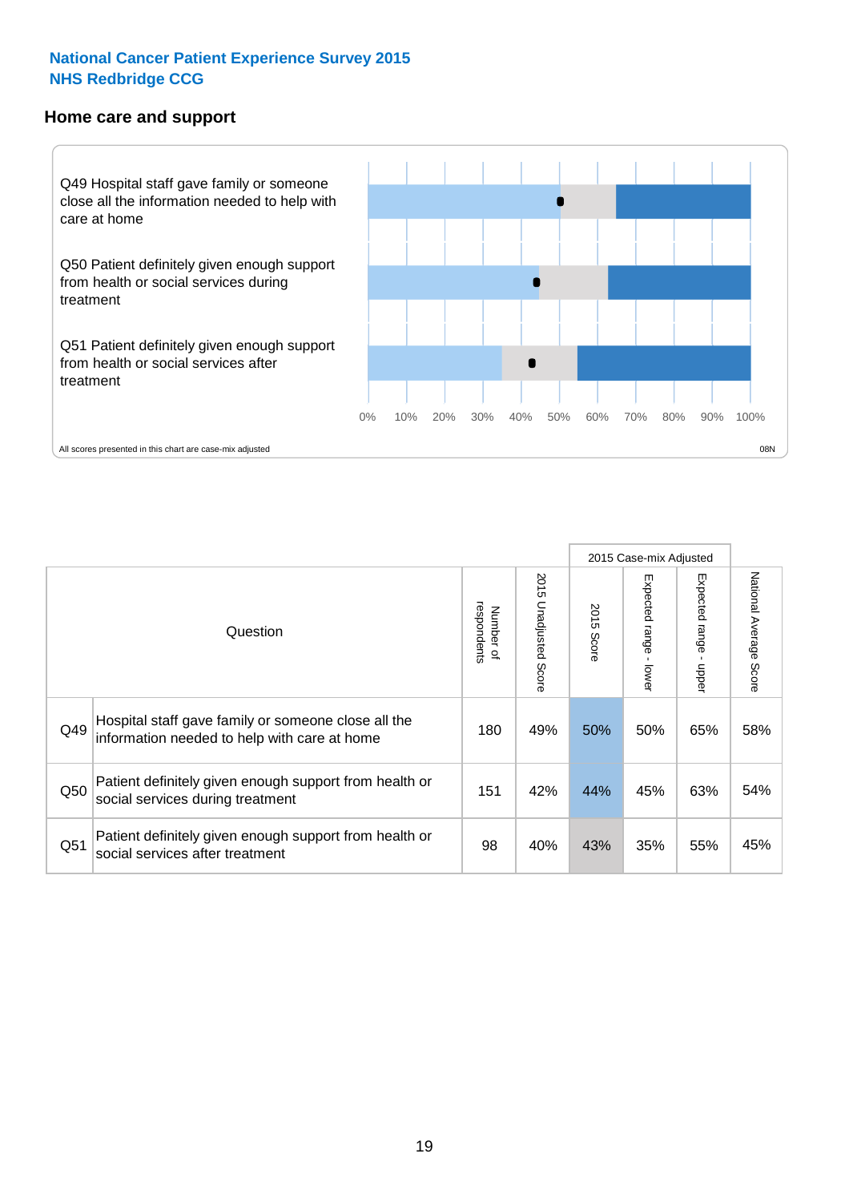**National Cancer Patient Experience Survey 2015**
**NHS Redbridge CCG**

## Home care and support

Q49 Hospital staff gave family or someone close all the information needed to help with care at home

Q50 Patient definitely given enough support from health or social services during treatment

Q51 Patient definitely given enough support from health or social services after treatment

0% 10% 20% 30% 40% 50% 60% 70% 80% 90% 100%

All scores presented in this chart are case-mix adjusted

08N

| | Question | Number of respondents | 2015 Unadjusted Score | 2015 Case-mix Adjusted | | | National Average Score |
|---|---|---|---|---|---|---|---|
| | | | | 2015 Score | Expected range - lower | Expected range - upper | |
| Q49 | Hospital staff gave family or someone close all the information needed to help with care at home | 180 | 49% | 50% | 50% | 65% | 58% |
| Q50 | Patient definitely given enough support from health or social services during treatment | 151 | 42% | 44% | 45% | 63% | 54% |
| Q51 | Patient definitely given enough support from health or social services after treatment | 98 | 40% | 43% | 35% | 55% | 45% |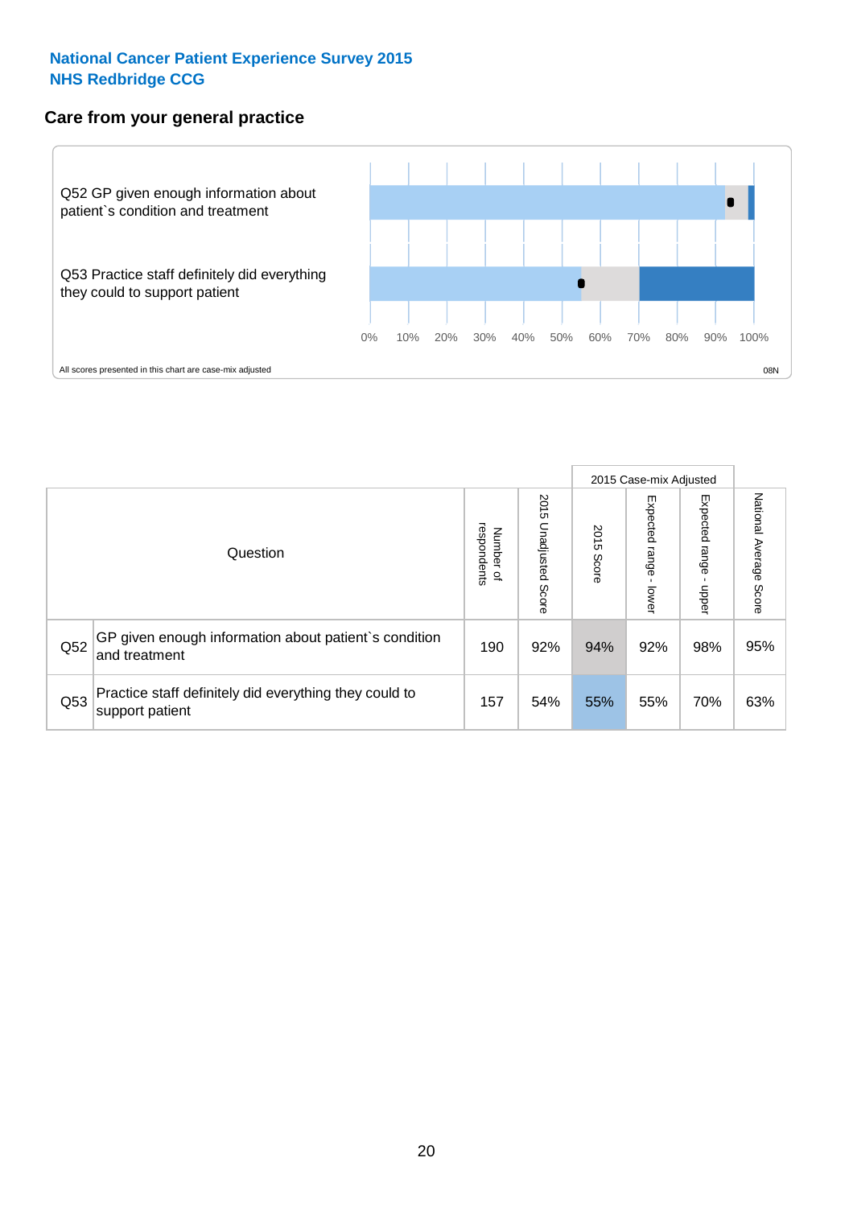National Cancer Patient Experience Survey 2015
NHS Redbridge CCG

## Care from your general practice

Q52 GP given enough information about patient`s condition and treatment

Q53 Practice staff definitely did everything they could to support patient

0% 10% 20% 30% 40% 50% 60% 70% 80% 90% 100%

All scores presented in this chart are case-mix adjusted

08N

| Question | | Number of respondents | 2015 Unadjusted Score | 2015 Case-mix Adjusted: 2015 Score | 2015 Case-mix Adjusted: Expected range - lower | 2015 Case-mix Adjusted: Expected range - upper | National Average Score |
|---|---|---|---|---|---|---|---|
| Q52 | GP given enough information about patient`s condition and treatment | 190 | 92% | 94% | 92% | 98% | 95% |
| Q53 | Practice staff definitely did everything they could to support patient | 157 | 54% | 55% | 55% | 70% | 63% |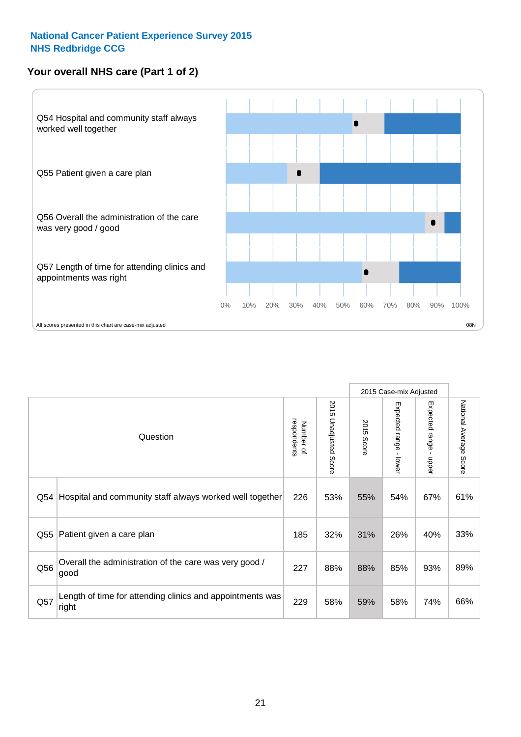National Cancer Patient Experience Survey 2015
NHS Redbridge CCG

## Your overall NHS care (Part 1 of 2)

Q54 Hospital and community staff always worked well together

Q55 Patient given a care plan

Q56 Overall the administration of the care was very good / good

Q57 Length of time for attending clinics and appointments was right

0% 10% 20% 30% 40% 50% 60% 70% 80% 90% 100%

All scores presented in this chart are case-mix adjusted

08N

| | Question | Number of respondents | 2015 Unadjusted Score | 2015 Case-mix Adjusted | | | National Average Score |
|---|---|---|---|---|---|---|---|
| | | | | 2015 Score | Expected range - lower | Expected range - upper | |
| Q54 | Hospital and community staff always worked well together | 226 | 53% | 55% | 54% | 67% | 61% |
| Q55 | Patient given a care plan | 185 | 32% | 31% | 26% | 40% | 33% |
| Q56 | Overall the administration of the care was very good / good | 227 | 88% | 88% | 85% | 93% | 89% |
| Q57 | Length of time for attending clinics and appointments was right | 229 | 58% | 59% | 58% | 74% | 66% |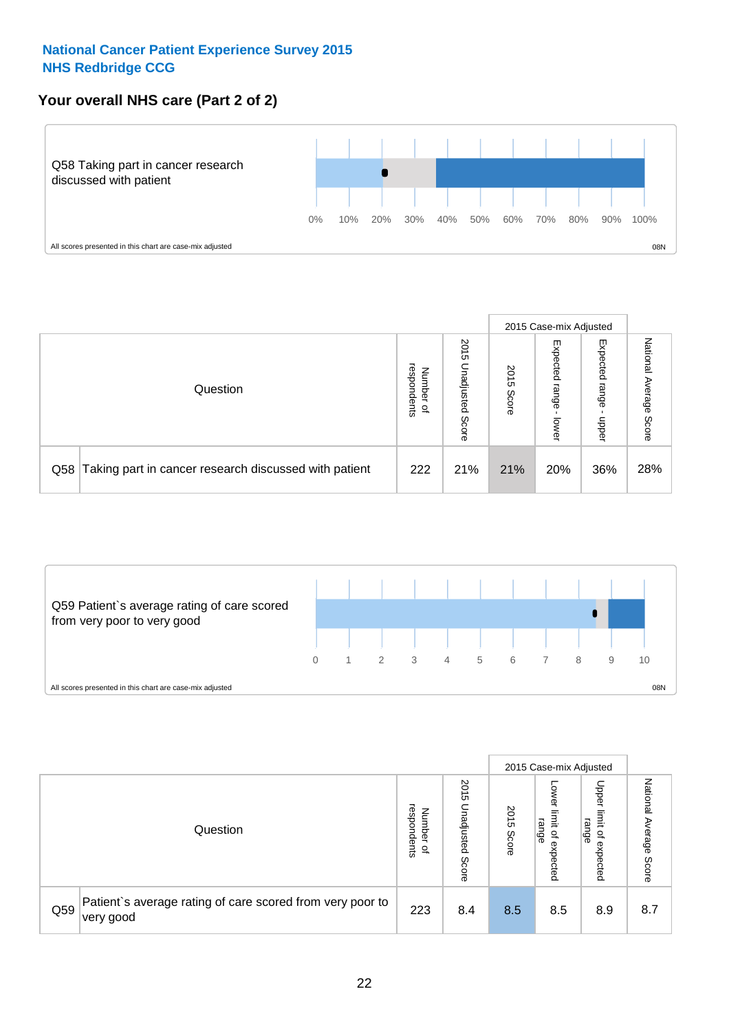**National Cancer Patient Experience Survey 2015**
**NHS Redbridge CCG**

## Your overall NHS care (Part 2 of 2)

Q58 Taking part in cancer research discussed with patient

0% 10% 20% 30% 40% 50% 60% 70% 80% 90% 100%

All scores presented in this chart are case-mix adjusted

08N

| Question | | Number of respondents | 2015 Unadjusted Score | 2015 Case-mix Adjusted: 2015 Score | 2015 Case-mix Adjusted: Expected range - lower | 2015 Case-mix Adjusted: Expected range - upper | National Average Score |
|---|---|---|---|---|---|---|---|
| Q58 | Taking part in cancer research discussed with patient | 222 | 21% | 21% | 20% | 36% | 28% |

Q59 Patient`s average rating of care scored from very poor to very good

0 1 2 3 4 5 6 7 8 9 10

All scores presented in this chart are case-mix adjusted

08N

| Question | | Number of respondents | 2015 Unadjusted Score | 2015 Case-mix Adjusted: 2015 Score | 2015 Case-mix Adjusted: Lower limit of expected range | 2015 Case-mix Adjusted: Upper limit of expected range | National Average Score |
|---|---|---|---|---|---|---|---|
| Q59 | Patient`s average rating of care scored from very poor to very good | 223 | 8.4 | 8.5 | 8.5 | 8.9 | 8.7 |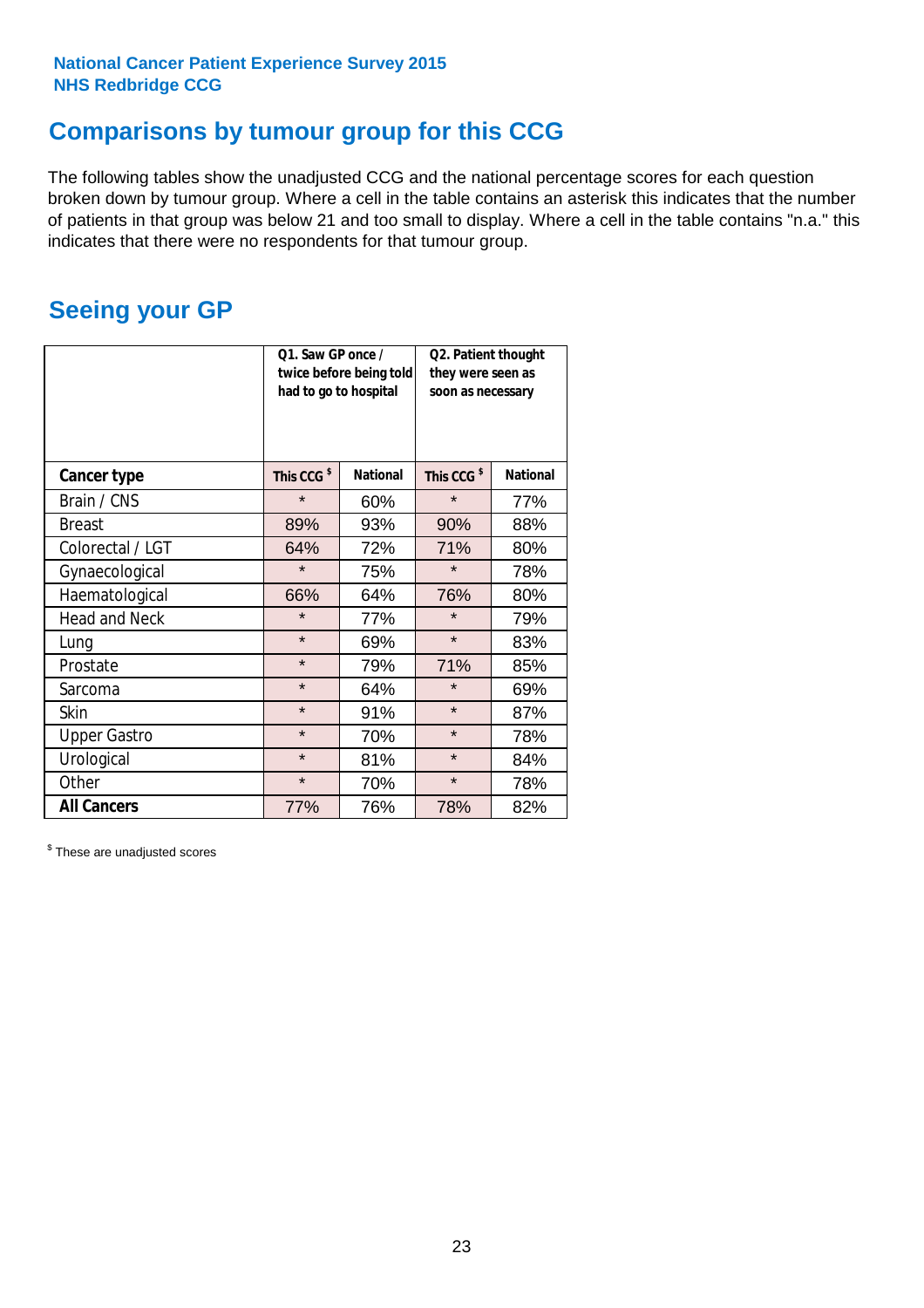National Cancer Patient Experience Survey 2015
NHS Redbridge CCG

## Comparisons by tumour group for this CCG

The following tables show the unadjusted CCG and the national percentage scores for each question broken down by tumour group. Where a cell in the table contains an asterisk this indicates that the number of patients in that group was below 21 and too small to display. Where a cell in the table contains "n.a." this indicates that there were no respondents for that tumour group.

## Seeing your GP

| | Q1. Saw GP once / twice before being told had to go to hospital | | Q2. Patient thought they were seen as soon as necessary | |
|---|---|---|---|---|
| **Cancer type** | **This CCG $** | **National** | **This CCG $** | **National** |
| Brain / CNS | * | 60% | * | 77% |
| Breast | 89% | 93% | 90% | 88% |
| Colorectal / LGT | 64% | 72% | 71% | 80% |
| Gynaecological | * | 75% | * | 78% |
| Haematological | 66% | 64% | 76% | 80% |
| Head and Neck | * | 77% | * | 79% |
| Lung | * | 69% | * | 83% |
| Prostate | * | 79% | 71% | 85% |
| Sarcoma | * | 64% | * | 69% |
| Skin | * | 91% | * | 87% |
| Upper Gastro | * | 70% | * | 78% |
| Urological | * | 81% | * | 84% |
| Other | * | 70% | * | 78% |
| **All Cancers** | 77% | 76% | 78% | 82% |

$ These are unadjusted scores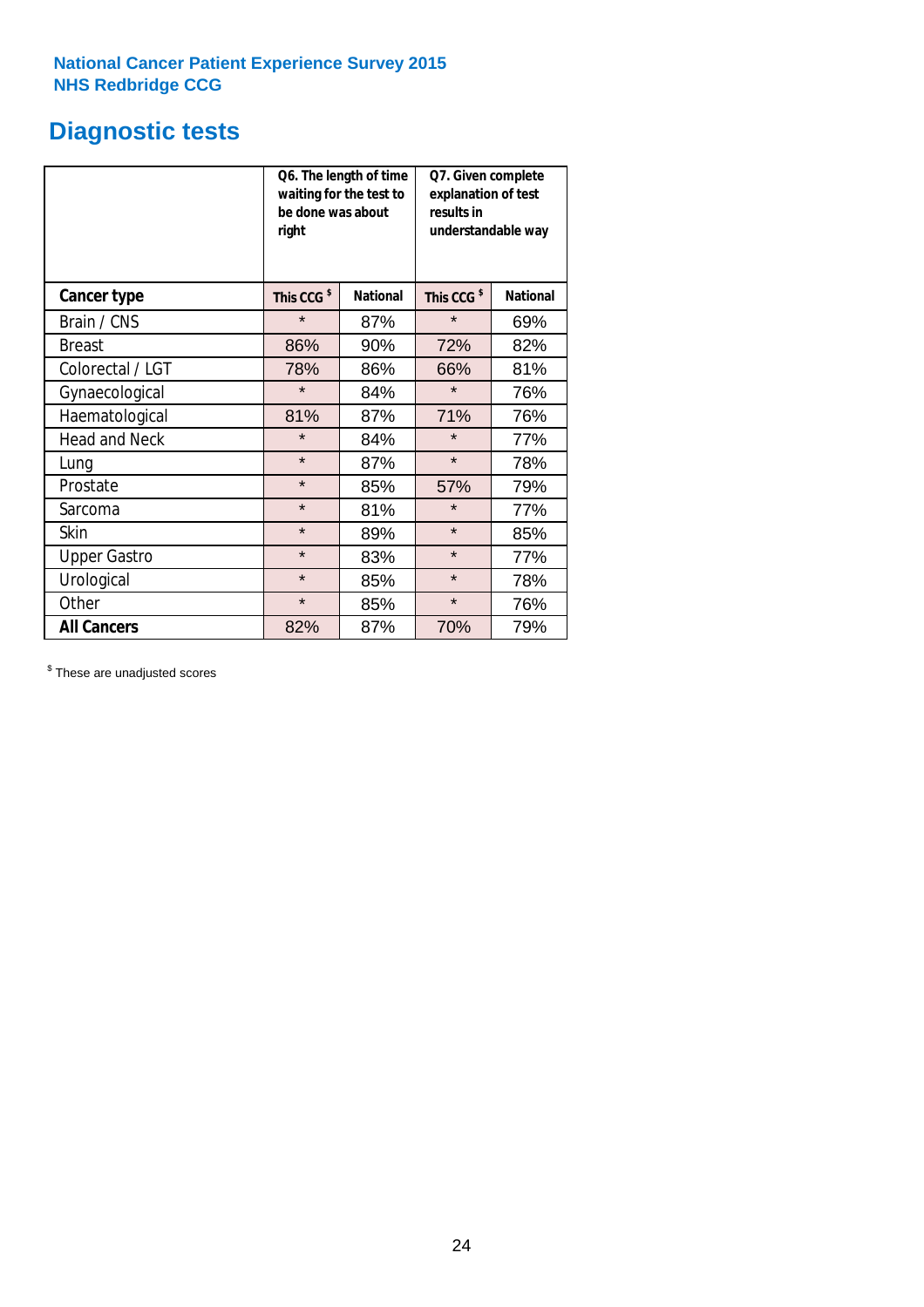**National Cancer Patient Experience Survey 2015**
**NHS Redbridge CCG**

# Diagnostic tests

| | Q6. The length of time waiting for the test to be done was about right | | Q7. Given complete explanation of test results in understandable way | |
|---|---|---|---|---|
| **Cancer type** | **This CCG $** | **National** | **This CCG $** | **National** |
| Brain / CNS | * | 87% | * | 69% |
| Breast | 86% | 90% | 72% | 82% |
| Colorectal / LGT | 78% | 86% | 66% | 81% |
| Gynaecological | * | 84% | * | 76% |
| Haematological | 81% | 87% | 71% | 76% |
| Head and Neck | * | 84% | * | 77% |
| Lung | * | 87% | * | 78% |
| Prostate | * | 85% | 57% | 79% |
| Sarcoma | * | 81% | * | 77% |
| Skin | * | 89% | * | 85% |
| Upper Gastro | * | 83% | * | 77% |
| Urological | * | 85% | * | 78% |
| Other | * | 85% | * | 76% |
| **All Cancers** | 82% | 87% | 70% | 79% |

$ These are unadjusted scores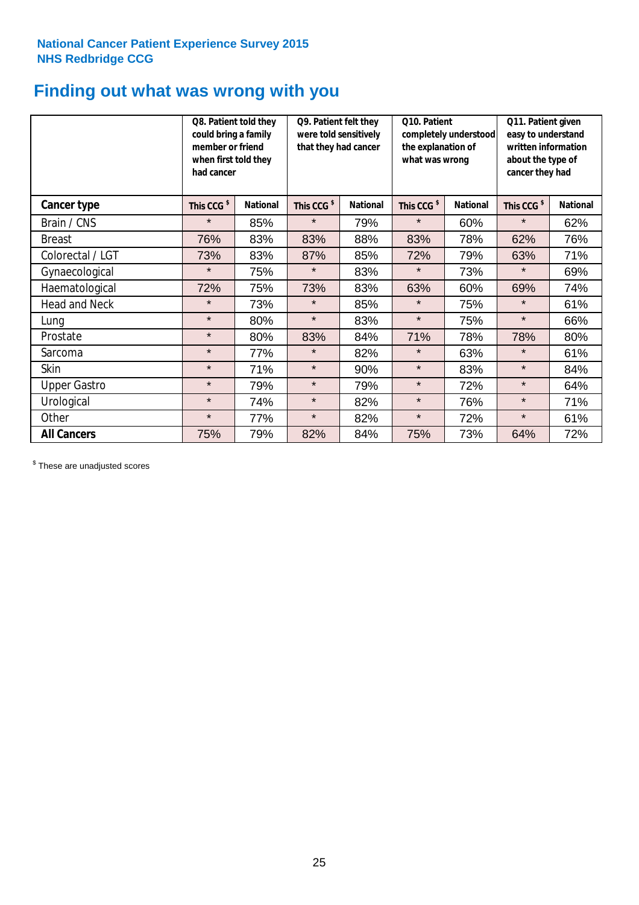**National Cancer Patient Experience Survey 2015**
**NHS Redbridge CCG**

# Finding out what was wrong with you

| | Q8. Patient told they could bring a family member or friend when first told they had cancer | | Q9. Patient felt they were told sensitively that they had cancer | | Q10. Patient completely understood the explanation of what was wrong | | Q11. Patient given easy to understand written information about the type of cancer they had | |
|---|---|---|---|---|---|---|---|---|
| **Cancer type** | **This CCG $** | **National** | **This CCG $** | **National** | **This CCG $** | **National** | **This CCG $** | **National** |
| Brain / CNS | * | 85% | * | 79% | * | 60% | * | 62% |
| Breast | 76% | 83% | 83% | 88% | 83% | 78% | 62% | 76% |
| Colorectal / LGT | 73% | 83% | 87% | 85% | 72% | 79% | 63% | 71% |
| Gynaecological | * | 75% | * | 83% | * | 73% | * | 69% |
| Haematological | 72% | 75% | 73% | 83% | 63% | 60% | 69% | 74% |
| Head and Neck | * | 73% | * | 85% | * | 75% | * | 61% |
| Lung | * | 80% | * | 83% | * | 75% | * | 66% |
| Prostate | * | 80% | 83% | 84% | 71% | 78% | 78% | 80% |
| Sarcoma | * | 77% | * | 82% | * | 63% | * | 61% |
| Skin | * | 71% | * | 90% | * | 83% | * | 84% |
| Upper Gastro | * | 79% | * | 79% | * | 72% | * | 64% |
| Urological | * | 74% | * | 82% | * | 76% | * | 71% |
| Other | * | 77% | * | 82% | * | 72% | * | 61% |
| **All Cancers** | 75% | 79% | 82% | 84% | 75% | 73% | 64% | 72% |

$ These are unadjusted scores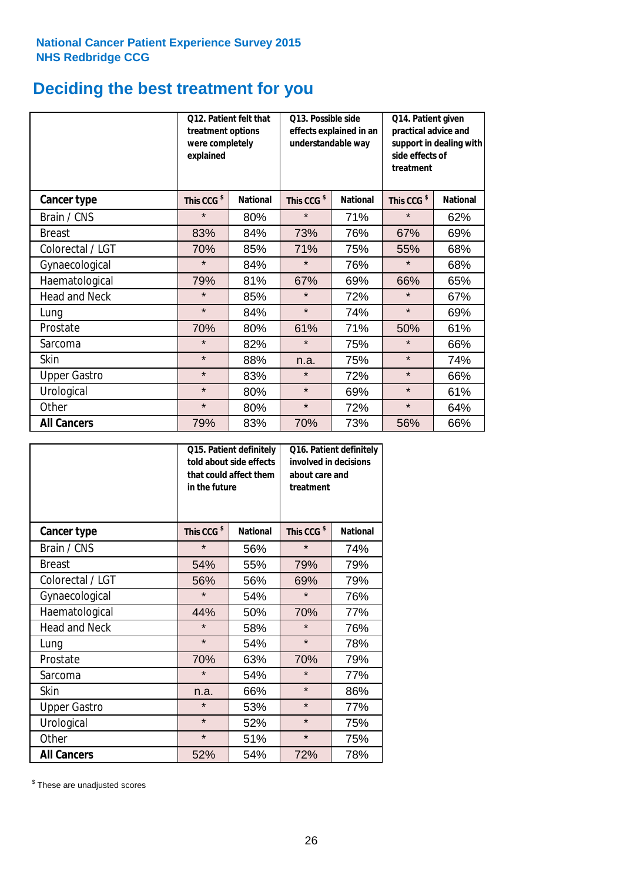National Cancer Patient Experience Survey 2015
NHS Redbridge CCG

# Deciding the best treatment for you

| | Q12. Patient felt that treatment options were completely explained | | Q13. Possible side effects explained in an understandable way | | Q14. Patient given practical advice and support in dealing with side effects of treatment | |
|---|---|---|---|---|---|---|
| **Cancer type** | **This CCG $** | **National** | **This CCG $** | **National** | **This CCG $** | **National** |
| Brain / CNS | * | 80% | * | 71% | * | 62% |
| Breast | 83% | 84% | 73% | 76% | 67% | 69% |
| Colorectal / LGT | 70% | 85% | 71% | 75% | 55% | 68% |
| Gynaecological | * | 84% | * | 76% | * | 68% |
| Haematological | 79% | 81% | 67% | 69% | 66% | 65% |
| Head and Neck | * | 85% | * | 72% | * | 67% |
| Lung | * | 84% | * | 74% | * | 69% |
| Prostate | 70% | 80% | 61% | 71% | 50% | 61% |
| Sarcoma | * | 82% | * | 75% | * | 66% |
| Skin | * | 88% | n.a. | 75% | * | 74% |
| Upper Gastro | * | 83% | * | 72% | * | 66% |
| Urological | * | 80% | * | 69% | * | 61% |
| Other | * | 80% | * | 72% | * | 64% |
| **All Cancers** | 79% | 83% | 70% | 73% | 56% | 66% |

| | Q15. Patient definitely told about side effects that could affect them in the future | | Q16. Patient definitely involved in decisions about care and treatment | |
|---|---|---|---|---|
| **Cancer type** | **This CCG $** | **National** | **This CCG $** | **National** |
| Brain / CNS | * | 56% | * | 74% |
| Breast | 54% | 55% | 79% | 79% |
| Colorectal / LGT | 56% | 56% | 69% | 79% |
| Gynaecological | * | 54% | * | 76% |
| Haematological | 44% | 50% | 70% | 77% |
| Head and Neck | * | 58% | * | 76% |
| Lung | * | 54% | * | 78% |
| Prostate | 70% | 63% | 70% | 79% |
| Sarcoma | * | 54% | * | 77% |
| Skin | n.a. | 66% | * | 86% |
| Upper Gastro | * | 53% | * | 77% |
| Urological | * | 52% | * | 75% |
| Other | * | 51% | * | 75% |
| **All Cancers** | 52% | 54% | 72% | 78% |

$ These are unadjusted scores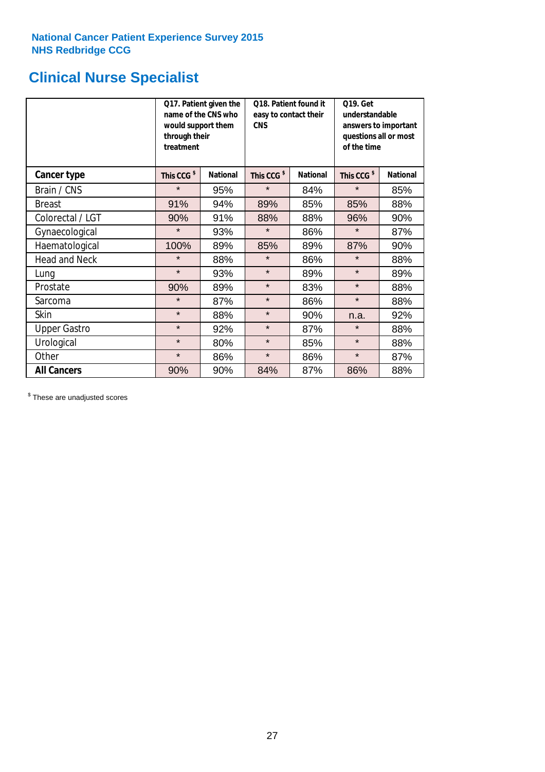**National Cancer Patient Experience Survey 2015**
**NHS Redbridge CCG**

# Clinical Nurse Specialist

| | Q17. Patient given the name of the CNS who would support them through their treatment | | Q18. Patient found it easy to contact their CNS | | Q19. Get understandable answers to important questions all or most of the time | |
|---|---|---|---|---|---|---|
| **Cancer type** | **This CCG $** | **National** | **This CCG $** | **National** | **This CCG $** | **National** |
| Brain / CNS | * | 95% | * | 84% | * | 85% |
| Breast | 91% | 94% | 89% | 85% | 85% | 88% |
| Colorectal / LGT | 90% | 91% | 88% | 88% | 96% | 90% |
| Gynaecological | * | 93% | * | 86% | * | 87% |
| Haematological | 100% | 89% | 85% | 89% | 87% | 90% |
| Head and Neck | * | 88% | * | 86% | * | 88% |
| Lung | * | 93% | * | 89% | * | 89% |
| Prostate | 90% | 89% | * | 83% | * | 88% |
| Sarcoma | * | 87% | * | 86% | * | 88% |
| Skin | * | 88% | * | 90% | n.a. | 92% |
| Upper Gastro | * | 92% | * | 87% | * | 88% |
| Urological | * | 80% | * | 85% | * | 88% |
| Other | * | 86% | * | 86% | * | 87% |
| **All Cancers** | 90% | 90% | 84% | 87% | 86% | 88% |

$ These are unadjusted scores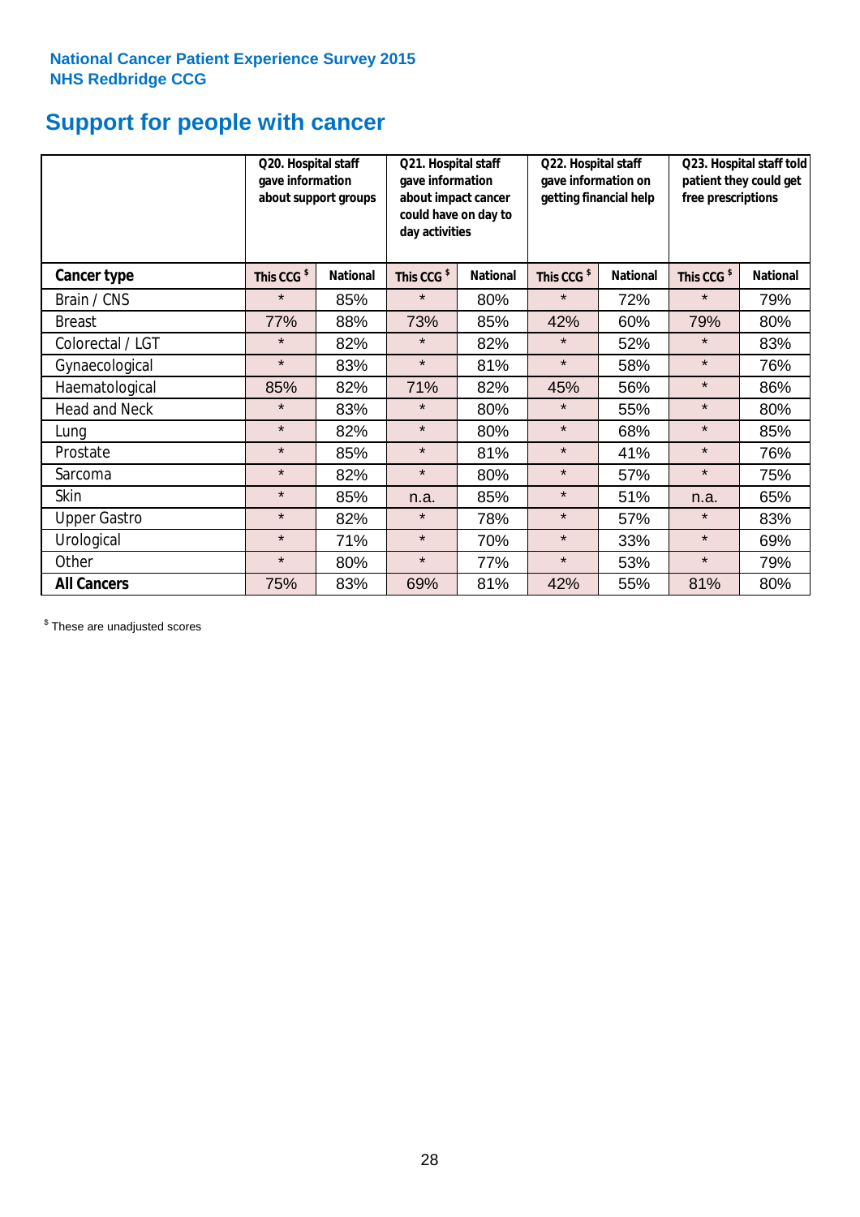**National Cancer Patient Experience Survey 2015**
**NHS Redbridge CCG**

# Support for people with cancer

| | Q20. Hospital staff gave information about support groups | | Q21. Hospital staff gave information about impact cancer could have on day to day activities | | Q22. Hospital staff gave information on getting financial help | | Q23. Hospital staff told patient they could get free prescriptions | |
|---|---|---|---|---|---|---|---|---|
| **Cancer type** | **This CCG $** | **National** | **This CCG $** | **National** | **This CCG $** | **National** | **This CCG $** | **National** |
| Brain / CNS | * | 85% | * | 80% | * | 72% | * | 79% |
| Breast | 77% | 88% | 73% | 85% | 42% | 60% | 79% | 80% |
| Colorectal / LGT | * | 82% | * | 82% | * | 52% | * | 83% |
| Gynaecological | * | 83% | * | 81% | * | 58% | * | 76% |
| Haematological | 85% | 82% | 71% | 82% | 45% | 56% | * | 86% |
| Head and Neck | * | 83% | * | 80% | * | 55% | * | 80% |
| Lung | * | 82% | * | 80% | * | 68% | * | 85% |
| Prostate | * | 85% | * | 81% | * | 41% | * | 76% |
| Sarcoma | * | 82% | * | 80% | * | 57% | * | 75% |
| Skin | * | 85% | n.a. | 85% | * | 51% | n.a. | 65% |
| Upper Gastro | * | 82% | * | 78% | * | 57% | * | 83% |
| Urological | * | 71% | * | 70% | * | 33% | * | 69% |
| Other | * | 80% | * | 77% | * | 53% | * | 79% |
| **All Cancers** | 75% | 83% | 69% | 81% | 42% | 55% | 81% | 80% |

$ These are unadjusted scores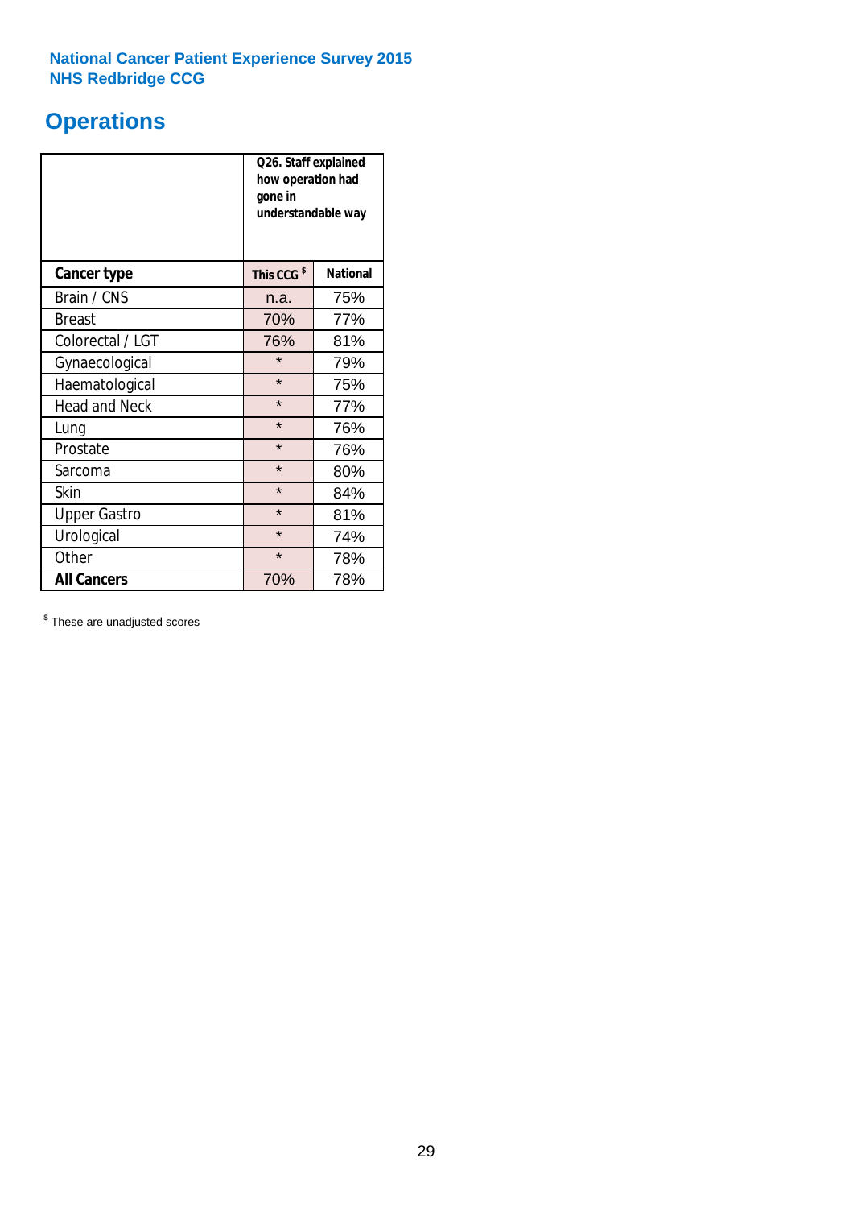National Cancer Patient Experience Survey 2015
NHS Redbridge CCG

# Operations

| | Q26. Staff explained how operation had gone in understandable way | |
|---|---|---|
| **Cancer type** | **This CCG $** | **National** |
| Brain / CNS | n.a. | 75% |
| Breast | 70% | 77% |
| Colorectal / LGT | 76% | 81% |
| Gynaecological | * | 79% |
| Haematological | * | 75% |
| Head and Neck | * | 77% |
| Lung | * | 76% |
| Prostate | * | 76% |
| Sarcoma | * | 80% |
| Skin | * | 84% |
| Upper Gastro | * | 81% |
| Urological | * | 74% |
| Other | * | 78% |
| **All Cancers** | 70% | 78% |

$ These are unadjusted scores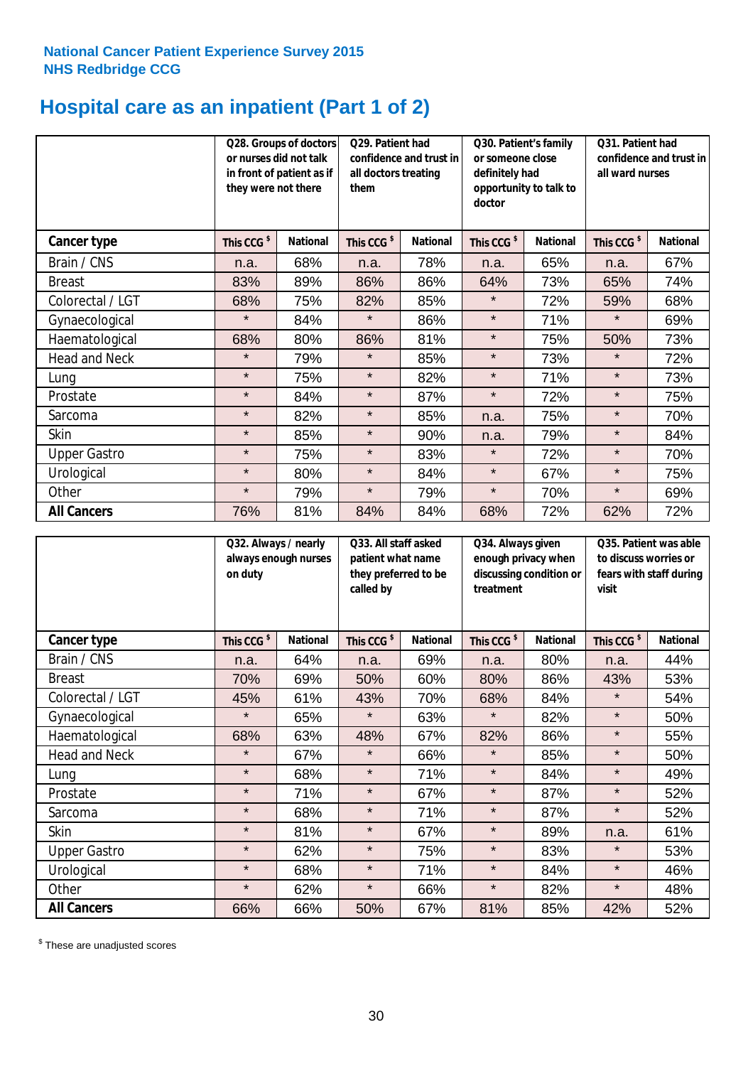**National Cancer Patient Experience Survey 2015**
**NHS Redbridge CCG**

# Hospital care as an inpatient (Part 1 of 2)

| | Q28. Groups of doctors or nurses did not talk in front of patient as if they were not there | | Q29. Patient had confidence and trust in all doctors treating them | | Q30. Patient's family or someone close definitely had opportunity to talk to doctor | | Q31. Patient had confidence and trust in all ward nurses | |
|---|---|---|---|---|---|---|---|---|
| **Cancer type** | **This CCG $** | **National** | **This CCG $** | **National** | **This CCG $** | **National** | **This CCG $** | **National** |
| Brain / CNS | n.a. | 68% | n.a. | 78% | n.a. | 65% | n.a. | 67% |
| Breast | 83% | 89% | 86% | 86% | 64% | 73% | 65% | 74% |
| Colorectal / LGT | 68% | 75% | 82% | 85% | * | 72% | 59% | 68% |
| Gynaecological | * | 84% | * | 86% | * | 71% | * | 69% |
| Haematological | 68% | 80% | 86% | 81% | * | 75% | 50% | 73% |
| Head and Neck | * | 79% | * | 85% | * | 73% | * | 72% |
| Lung | * | 75% | * | 82% | * | 71% | * | 73% |
| Prostate | * | 84% | * | 87% | * | 72% | * | 75% |
| Sarcoma | * | 82% | * | 85% | n.a. | 75% | * | 70% |
| Skin | * | 85% | * | 90% | n.a. | 79% | * | 84% |
| Upper Gastro | * | 75% | * | 83% | * | 72% | * | 70% |
| Urological | * | 80% | * | 84% | * | 67% | * | 75% |
| Other | * | 79% | * | 79% | * | 70% | * | 69% |
| **All Cancers** | 76% | 81% | 84% | 84% | 68% | 72% | 62% | 72% |

| | Q32. Always / nearly always enough nurses on duty | | Q33. All staff asked patient what name they preferred to be called by | | Q34. Always given enough privacy when discussing condition or treatment | | Q35. Patient was able to discuss worries or fears with staff during visit | |
|---|---|---|---|---|---|---|---|---|
| **Cancer type** | **This CCG $** | **National** | **This CCG $** | **National** | **This CCG $** | **National** | **This CCG $** | **National** |
| Brain / CNS | n.a. | 64% | n.a. | 69% | n.a. | 80% | n.a. | 44% |
| Breast | 70% | 69% | 50% | 60% | 80% | 86% | 43% | 53% |
| Colorectal / LGT | 45% | 61% | 43% | 70% | 68% | 84% | * | 54% |
| Gynaecological | * | 65% | * | 63% | * | 82% | * | 50% |
| Haematological | 68% | 63% | 48% | 67% | 82% | 86% | * | 55% |
| Head and Neck | * | 67% | * | 66% | * | 85% | * | 50% |
| Lung | * | 68% | * | 71% | * | 84% | * | 49% |
| Prostate | * | 71% | * | 67% | * | 87% | * | 52% |
| Sarcoma | * | 68% | * | 71% | * | 87% | * | 52% |
| Skin | * | 81% | * | 67% | * | 89% | n.a. | 61% |
| Upper Gastro | * | 62% | * | 75% | * | 83% | * | 53% |
| Urological | * | 68% | * | 71% | * | 84% | * | 46% |
| Other | * | 62% | * | 66% | * | 82% | * | 48% |
| **All Cancers** | 66% | 66% | 50% | 67% | 81% | 85% | 42% | 52% |

$ These are unadjusted scores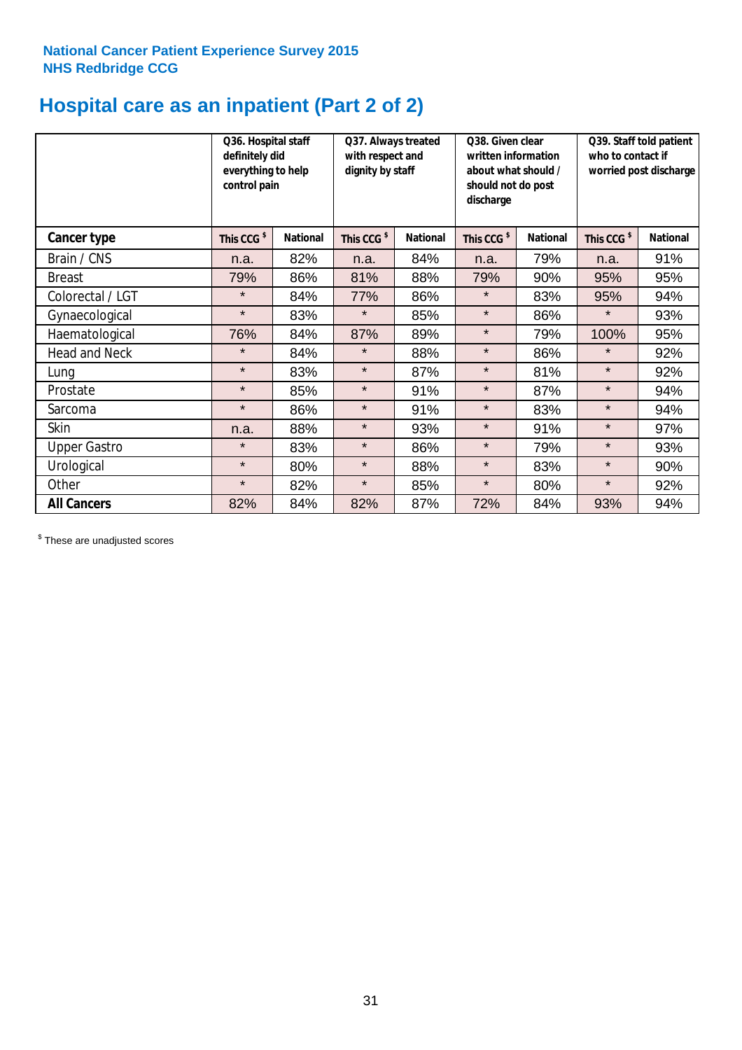**National Cancer Patient Experience Survey 2015**
**NHS Redbridge CCG**

# Hospital care as an inpatient (Part 2 of 2)

| | Q36. Hospital staff definitely did everything to help control pain | | Q37. Always treated with respect and dignity by staff | | Q38. Given clear written information about what should / should not do post discharge | | Q39. Staff told patient who to contact if worried post discharge | |
|---|---|---|---|---|---|---|---|---|
| **Cancer type** | **This CCG $** | **National** | **This CCG $** | **National** | **This CCG $** | **National** | **This CCG $** | **National** |
| Brain / CNS | n.a. | 82% | n.a. | 84% | n.a. | 79% | n.a. | 91% |
| Breast | 79% | 86% | 81% | 88% | 79% | 90% | 95% | 95% |
| Colorectal / LGT | * | 84% | 77% | 86% | * | 83% | 95% | 94% |
| Gynaecological | * | 83% | * | 85% | * | 86% | * | 93% |
| Haematological | 76% | 84% | 87% | 89% | * | 79% | 100% | 95% |
| Head and Neck | * | 84% | * | 88% | * | 86% | * | 92% |
| Lung | * | 83% | * | 87% | * | 81% | * | 92% |
| Prostate | * | 85% | * | 91% | * | 87% | * | 94% |
| Sarcoma | * | 86% | * | 91% | * | 83% | * | 94% |
| Skin | n.a. | 88% | * | 93% | * | 91% | * | 97% |
| Upper Gastro | * | 83% | * | 86% | * | 79% | * | 93% |
| Urological | * | 80% | * | 88% | * | 83% | * | 90% |
| Other | * | 82% | * | 85% | * | 80% | * | 92% |
| **All Cancers** | 82% | 84% | 82% | 87% | 72% | 84% | 93% | 94% |

$ These are unadjusted scores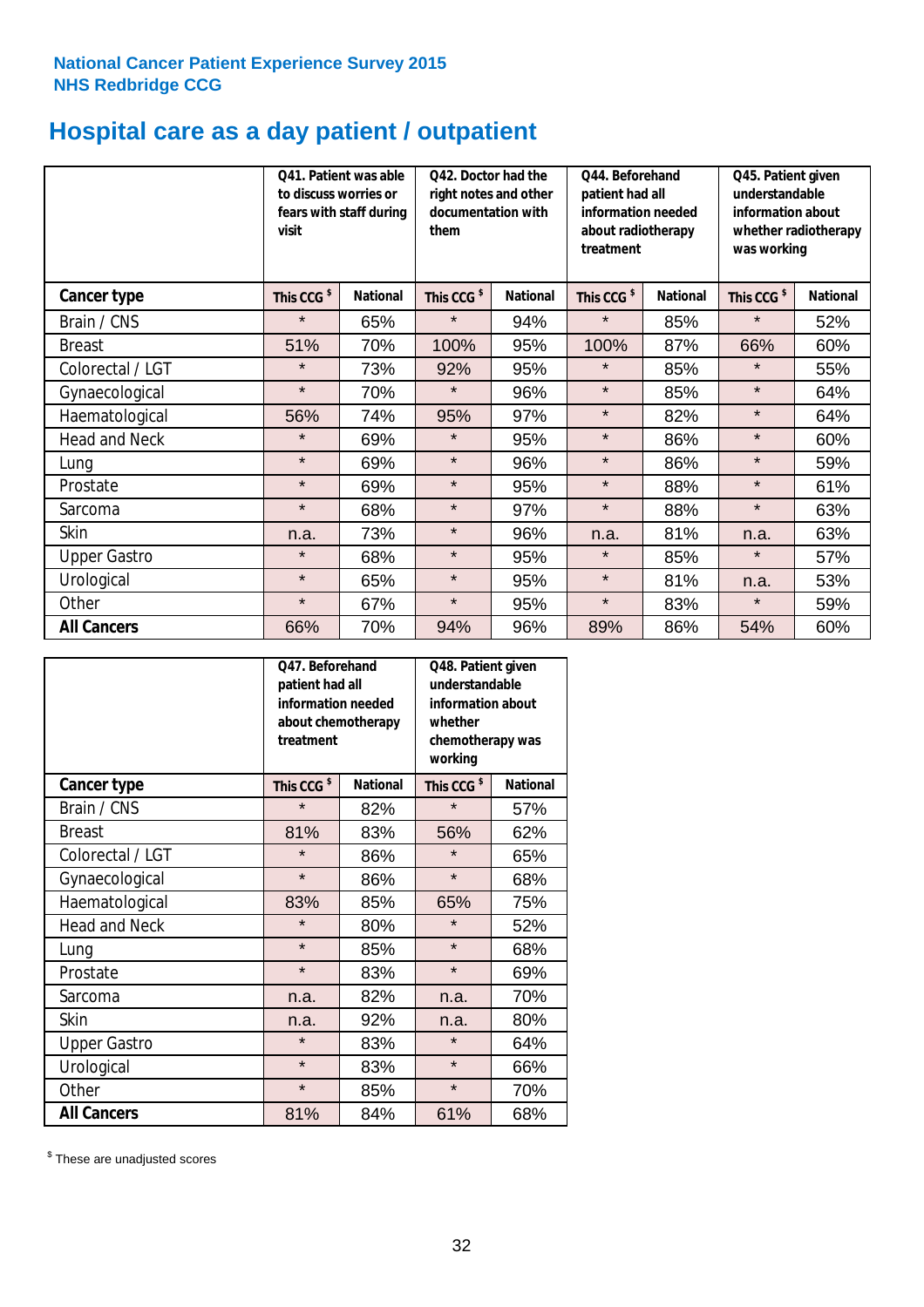National Cancer Patient Experience Survey 2015
NHS Redbridge CCG

# Hospital care as a day patient / outpatient

| | Q41. Patient was able to discuss worries or fears with staff during visit | | Q42. Doctor had the right notes and other documentation with them | | Q44. Beforehand patient had all information needed about radiotherapy treatment | | Q45. Patient given understandable information about whether radiotherapy was working | |
|---|---|---|---|---|---|---|---|---|
| **Cancer type** | **This CCG $** | **National** | **This CCG $** | **National** | **This CCG $** | **National** | **This CCG $** | **National** |
| Brain / CNS | * | 65% | * | 94% | * | 85% | * | 52% |
| Breast | 51% | 70% | 100% | 95% | 100% | 87% | 66% | 60% |
| Colorectal / LGT | * | 73% | 92% | 95% | * | 85% | * | 55% |
| Gynaecological | * | 70% | * | 96% | * | 85% | * | 64% |
| Haematological | 56% | 74% | 95% | 97% | * | 82% | * | 64% |
| Head and Neck | * | 69% | * | 95% | * | 86% | * | 60% |
| Lung | * | 69% | * | 96% | * | 86% | * | 59% |
| Prostate | * | 69% | * | 95% | * | 88% | * | 61% |
| Sarcoma | * | 68% | * | 97% | * | 88% | * | 63% |
| Skin | n.a. | 73% | * | 96% | n.a. | 81% | n.a. | 63% |
| Upper Gastro | * | 68% | * | 95% | * | 85% | * | 57% |
| Urological | * | 65% | * | 95% | * | 81% | n.a. | 53% |
| Other | * | 67% | * | 95% | * | 83% | * | 59% |
| **All Cancers** | 66% | 70% | 94% | 96% | 89% | 86% | 54% | 60% |

| | Q47. Beforehand patient had all information needed about chemotherapy treatment | | Q48. Patient given understandable information about whether chemotherapy was working | |
|---|---|---|---|---|
| **Cancer type** | **This CCG $** | **National** | **This CCG $** | **National** |
| Brain / CNS | * | 82% | * | 57% |
| Breast | 81% | 83% | 56% | 62% |
| Colorectal / LGT | * | 86% | * | 65% |
| Gynaecological | * | 86% | * | 68% |
| Haematological | 83% | 85% | 65% | 75% |
| Head and Neck | * | 80% | * | 52% |
| Lung | * | 85% | * | 68% |
| Prostate | * | 83% | * | 69% |
| Sarcoma | n.a. | 82% | n.a. | 70% |
| Skin | n.a. | 92% | n.a. | 80% |
| Upper Gastro | * | 83% | * | 64% |
| Urological | * | 83% | * | 66% |
| Other | * | 85% | * | 70% |
| **All Cancers** | 81% | 84% | 61% | 68% |

$ These are unadjusted scores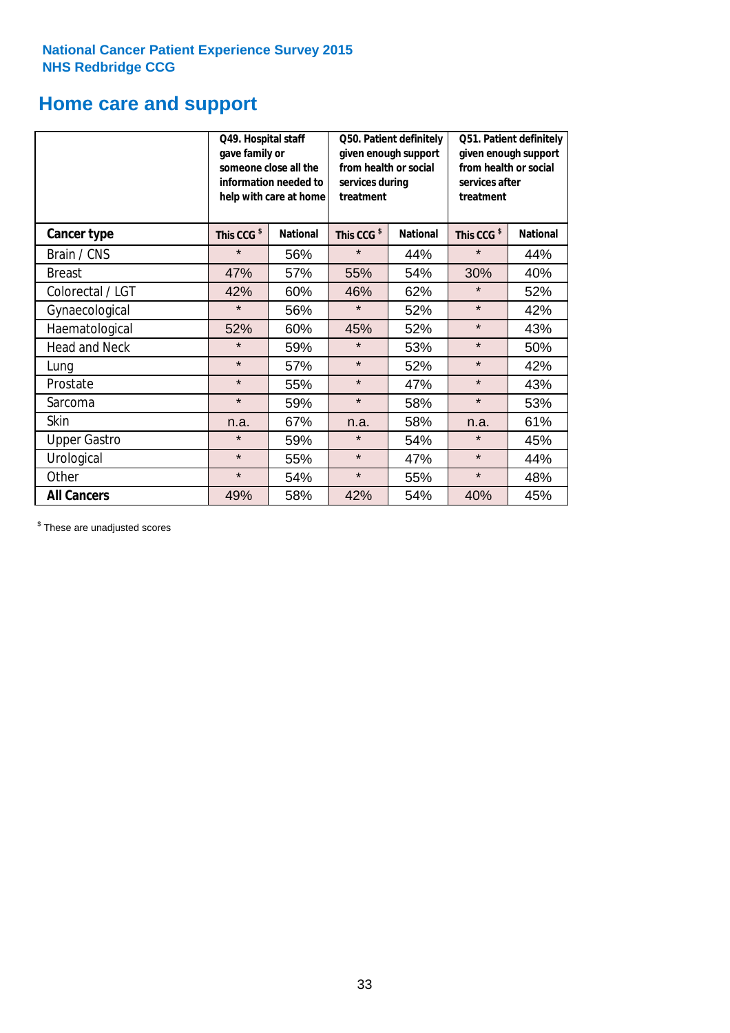**National Cancer Patient Experience Survey 2015**
**NHS Redbridge CCG**

# Home care and support

| | Q49. Hospital staff gave family or someone close all the information needed to help with care at home | | Q50. Patient definitely given enough support from health or social services during treatment | | Q51. Patient definitely given enough support from health or social services after treatment | |
|---|---|---|---|---|---|---|
| **Cancer type** | **This CCG $** | **National** | **This CCG $** | **National** | **This CCG $** | **National** |
| Brain / CNS | * | 56% | * | 44% | * | 44% |
| Breast | 47% | 57% | 55% | 54% | 30% | 40% |
| Colorectal / LGT | 42% | 60% | 46% | 62% | * | 52% |
| Gynaecological | * | 56% | * | 52% | * | 42% |
| Haematological | 52% | 60% | 45% | 52% | * | 43% |
| Head and Neck | * | 59% | * | 53% | * | 50% |
| Lung | * | 57% | * | 52% | * | 42% |
| Prostate | * | 55% | * | 47% | * | 43% |
| Sarcoma | * | 59% | * | 58% | * | 53% |
| Skin | n.a. | 67% | n.a. | 58% | n.a. | 61% |
| Upper Gastro | * | 59% | * | 54% | * | 45% |
| Urological | * | 55% | * | 47% | * | 44% |
| Other | * | 54% | * | 55% | * | 48% |
| **All Cancers** | 49% | 58% | 42% | 54% | 40% | 45% |

$ These are unadjusted scores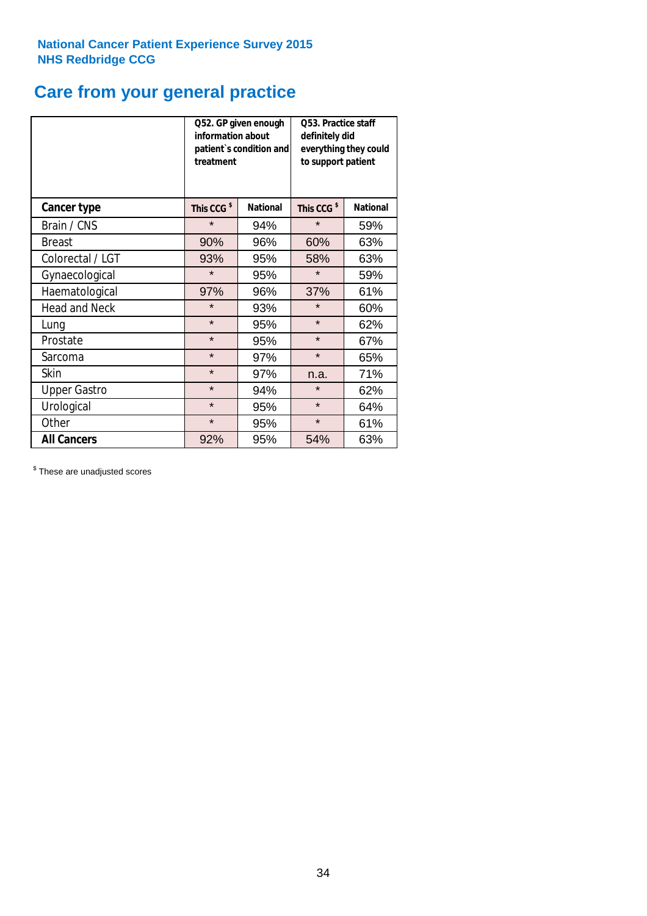National Cancer Patient Experience Survey 2015
NHS Redbridge CCG

# Care from your general practice

| | Q52. GP given enough information about patient`s condition and treatment | | Q53. Practice staff definitely did everything they could to support patient | |
|---|---|---|---|---|
| **Cancer type** | This CCG $ | National | This CCG $ | National |
| Brain / CNS | * | 94% | * | 59% |
| Breast | 90% | 96% | 60% | 63% |
| Colorectal / LGT | 93% | 95% | 58% | 63% |
| Gynaecological | * | 95% | * | 59% |
| Haematological | 97% | 96% | 37% | 61% |
| Head and Neck | * | 93% | * | 60% |
| Lung | * | 95% | * | 62% |
| Prostate | * | 95% | * | 67% |
| Sarcoma | * | 97% | * | 65% |
| Skin | * | 97% | n.a. | 71% |
| Upper Gastro | * | 94% | * | 62% |
| Urological | * | 95% | * | 64% |
| Other | * | 95% | * | 61% |
| **All Cancers** | 92% | 95% | 54% | 63% |

$ These are unadjusted scores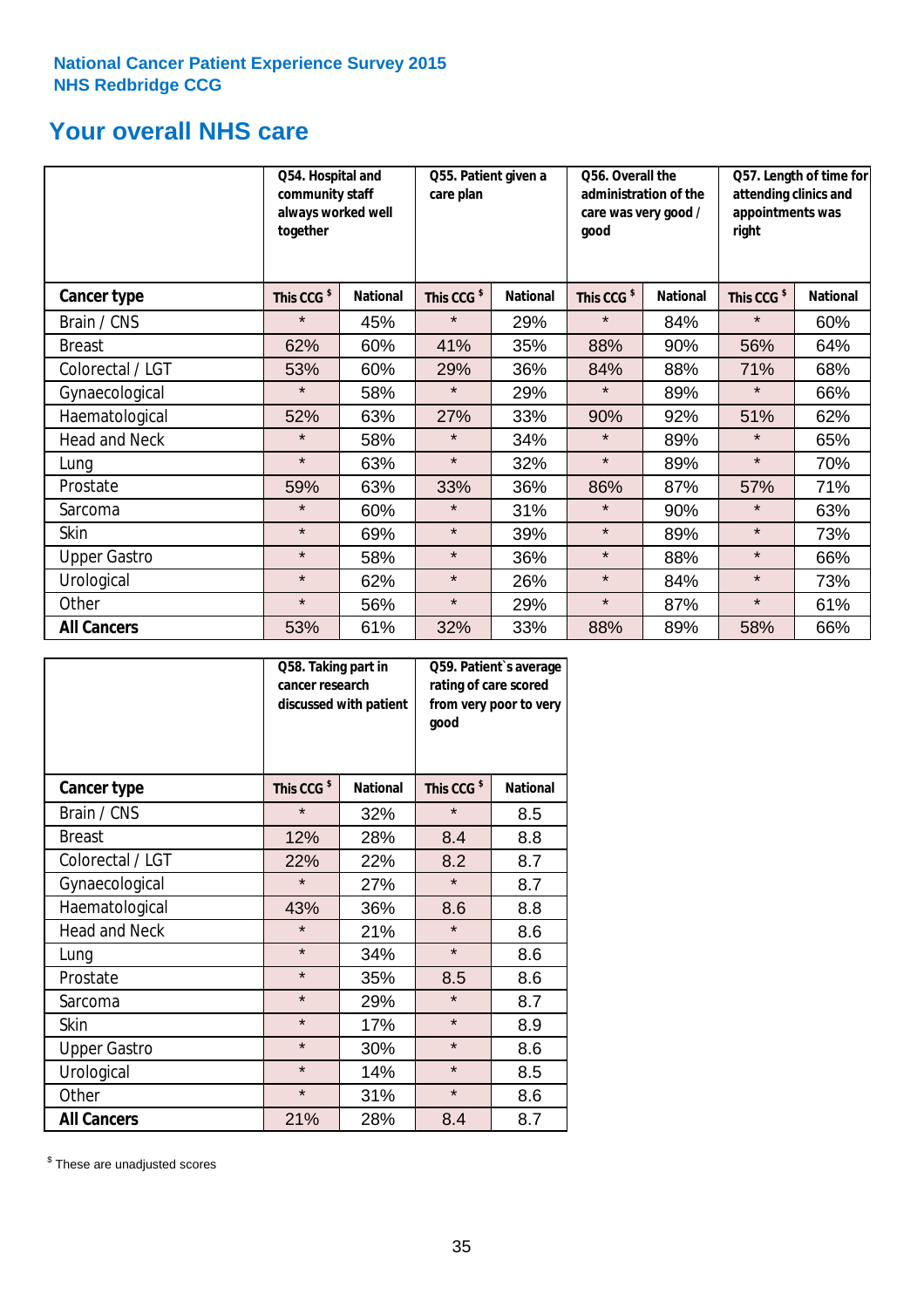National Cancer Patient Experience Survey 2015
NHS Redbridge CCG

## Your overall NHS care

| | Q54. Hospital and community staff always worked well together | | Q55. Patient given a care plan | | Q56. Overall the administration of the care was very good / good | | Q57. Length of time for attending clinics and appointments was right | |
|---|---|---|---|---|---|---|---|---|
| **Cancer type** | This CCG $ | National | This CCG $ | National | This CCG $ | National | This CCG $ | National |
| Brain / CNS | * | 45% | * | 29% | * | 84% | * | 60% |
| Breast | 62% | 60% | 41% | 35% | 88% | 90% | 56% | 64% |
| Colorectal / LGT | 53% | 60% | 29% | 36% | 84% | 88% | 71% | 68% |
| Gynaecological | * | 58% | * | 29% | * | 89% | * | 66% |
| Haematological | 52% | 63% | 27% | 33% | 90% | 92% | 51% | 62% |
| Head and Neck | * | 58% | * | 34% | * | 89% | * | 65% |
| Lung | * | 63% | * | 32% | * | 89% | * | 70% |
| Prostate | 59% | 63% | 33% | 36% | 86% | 87% | 57% | 71% |
| Sarcoma | * | 60% | * | 31% | * | 90% | * | 63% |
| Skin | * | 69% | * | 39% | * | 89% | * | 73% |
| Upper Gastro | * | 58% | * | 36% | * | 88% | * | 66% |
| Urological | * | 62% | * | 26% | * | 84% | * | 73% |
| Other | * | 56% | * | 29% | * | 87% | * | 61% |
| **All Cancers** | 53% | 61% | 32% | 33% | 88% | 89% | 58% | 66% |

| | Q58. Taking part in cancer research discussed with patient | | Q59. Patient`s average rating of care scored from very poor to very good | |
|---|---|---|---|---|
| **Cancer type** | This CCG $ | National | This CCG $ | National |
| Brain / CNS | * | 32% | * | 8.5 |
| Breast | 12% | 28% | 8.4 | 8.8 |
| Colorectal / LGT | 22% | 22% | 8.2 | 8.7 |
| Gynaecological | * | 27% | * | 8.7 |
| Haematological | 43% | 36% | 8.6 | 8.8 |
| Head and Neck | * | 21% | * | 8.6 |
| Lung | * | 34% | * | 8.6 |
| Prostate | * | 35% | 8.5 | 8.6 |
| Sarcoma | * | 29% | * | 8.7 |
| Skin | * | 17% | * | 8.9 |
| Upper Gastro | * | 30% | * | 8.6 |
| Urological | * | 14% | * | 8.5 |
| Other | * | 31% | * | 8.6 |
| **All Cancers** | 21% | 28% | 8.4 | 8.7 |

$ These are unadjusted scores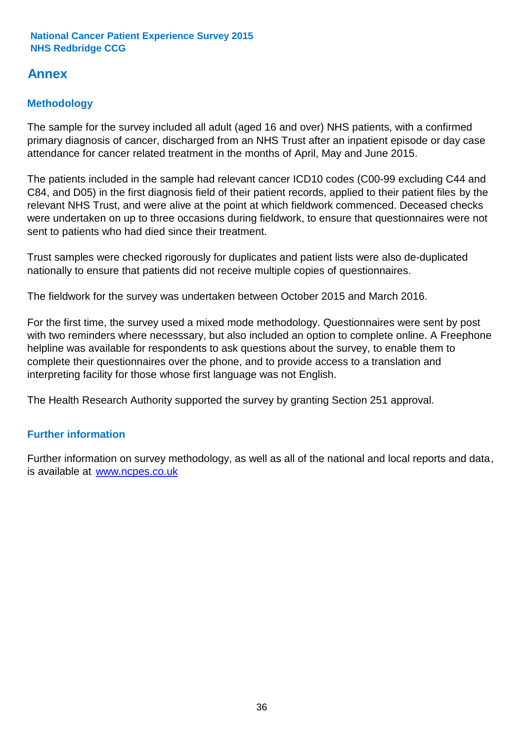# Annex

## Methodology

The sample for the survey included all adult (aged 16 and over) NHS patients, with a confirmed primary diagnosis of cancer, discharged from an NHS Trust after an inpatient episode or day case attendance for cancer related treatment in the months of April, May and June 2015.

The patients included in the sample had relevant cancer ICD10 codes (C00-99 excluding C44 and C84, and D05) in the first diagnosis field of their patient records, applied to their patient files by the relevant NHS Trust, and were alive at the point at which fieldwork commenced. Deceased checks were undertaken on up to three occasions during fieldwork, to ensure that questionnaires were not sent to patients who had died since their treatment.

Trust samples were checked rigorously for duplicates and patient lists were also de-duplicated nationally to ensure that patients did not receive multiple copies of questionnaires.

The fieldwork for the survey was undertaken between October 2015 and March 2016.

For the first time, the survey used a mixed mode methodology. Questionnaires were sent by post with two reminders where necesssary, but also included an option to complete online. A Freephone helpline was available for respondents to ask questions about the survey, to enable them to complete their questionnaires over the phone, and to provide access to a translation and interpreting facility for those whose first language was not English.

The Health Research Authority supported the survey by granting Section 251 approval.

## Further information

Further information on survey methodology, as well as all of the national and local reports and data, is available at [www.ncpes.co.uk](http://www.ncpes.co.uk)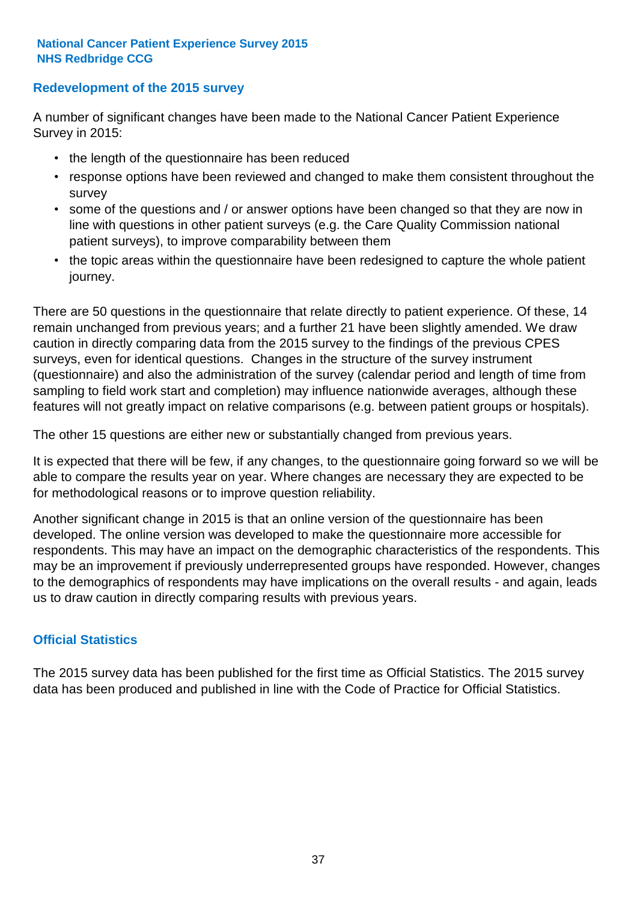## Redevelopment of the 2015 survey

A number of significant changes have been made to the National Cancer Patient Experience Survey in 2015:

- the length of the questionnaire has been reduced
- response options have been reviewed and changed to make them consistent throughout the survey
- some of the questions and / or answer options have been changed so that they are now in line with questions in other patient surveys (e.g. the Care Quality Commission national patient surveys), to improve comparability between them
- the topic areas within the questionnaire have been redesigned to capture the whole patient journey.

There are 50 questions in the questionnaire that relate directly to patient experience. Of these, 14 remain unchanged from previous years; and a further 21 have been slightly amended. We draw caution in directly comparing data from the 2015 survey to the findings of the previous CPES surveys, even for identical questions. Changes in the structure of the survey instrument (questionnaire) and also the administration of the survey (calendar period and length of time from sampling to field work start and completion) may influence nationwide averages, although these features will not greatly impact on relative comparisons (e.g. between patient groups or hospitals).

The other 15 questions are either new or substantially changed from previous years.

It is expected that there will be few, if any changes, to the questionnaire going forward so we will be able to compare the results year on year. Where changes are necessary they are expected to be for methodological reasons or to improve question reliability.

Another significant change in 2015 is that an online version of the questionnaire has been developed. The online version was developed to make the questionnaire more accessible for respondents. This may have an impact on the demographic characteristics of the respondents. This may be an improvement if previously underrepresented groups have responded. However, changes to the demographics of respondents may have implications on the overall results - and again, leads us to draw caution in directly comparing results with previous years.

## Official Statistics

The 2015 survey data has been published for the first time as Official Statistics. The 2015 survey data has been produced and published in line with the Code of Practice for Official Statistics.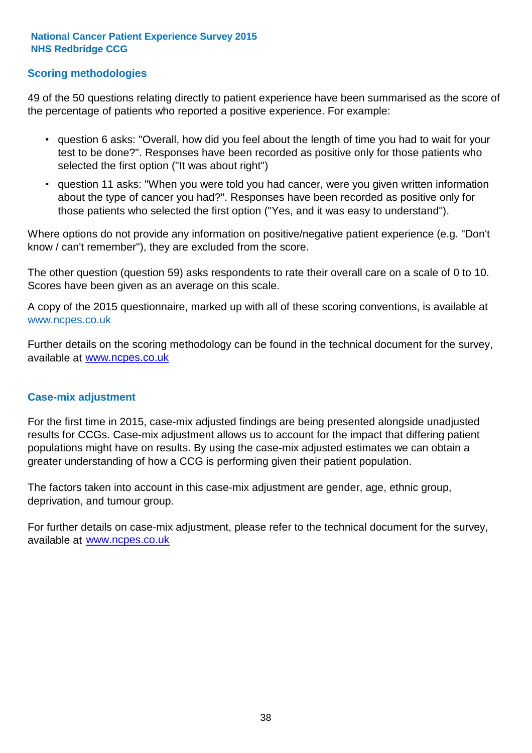## Scoring methodologies

49 of the 50 questions relating directly to patient experience have been summarised as the score of the percentage of patients who reported a positive experience. For example:

- question 6 asks: "Overall, how did you feel about the length of time you had to wait for your test to be done?". Responses have been recorded as positive only for those patients who selected the first option ("It was about right")
- question 11 asks: "When you were told you had cancer, were you given written information about the type of cancer you had?". Responses have been recorded as positive only for those patients who selected the first option ("Yes, and it was easy to understand").

Where options do not provide any information on positive/negative patient experience (e.g. "Don't know / can't remember"), they are excluded from the score.

The other question (question 59) asks respondents to rate their overall care on a scale of 0 to 10. Scores have been given as an average on this scale.

A copy of the 2015 questionnaire, marked up with all of these scoring conventions, is available at www.ncpes.co.uk

Further details on the scoring methodology can be found in the technical document for the survey, available at www.ncpes.co.uk

## Case-mix adjustment

For the first time in 2015, case-mix adjusted findings are being presented alongside unadjusted results for CCGs. Case-mix adjustment allows us to account for the impact that differing patient populations might have on results. By using the case-mix adjusted estimates we can obtain a greater understanding of how a CCG is performing given their patient population.

The factors taken into account in this case-mix adjustment are gender, age, ethnic group, deprivation, and tumour group.

For further details on case-mix adjustment, please refer to the technical document for the survey, available at www.ncpes.co.uk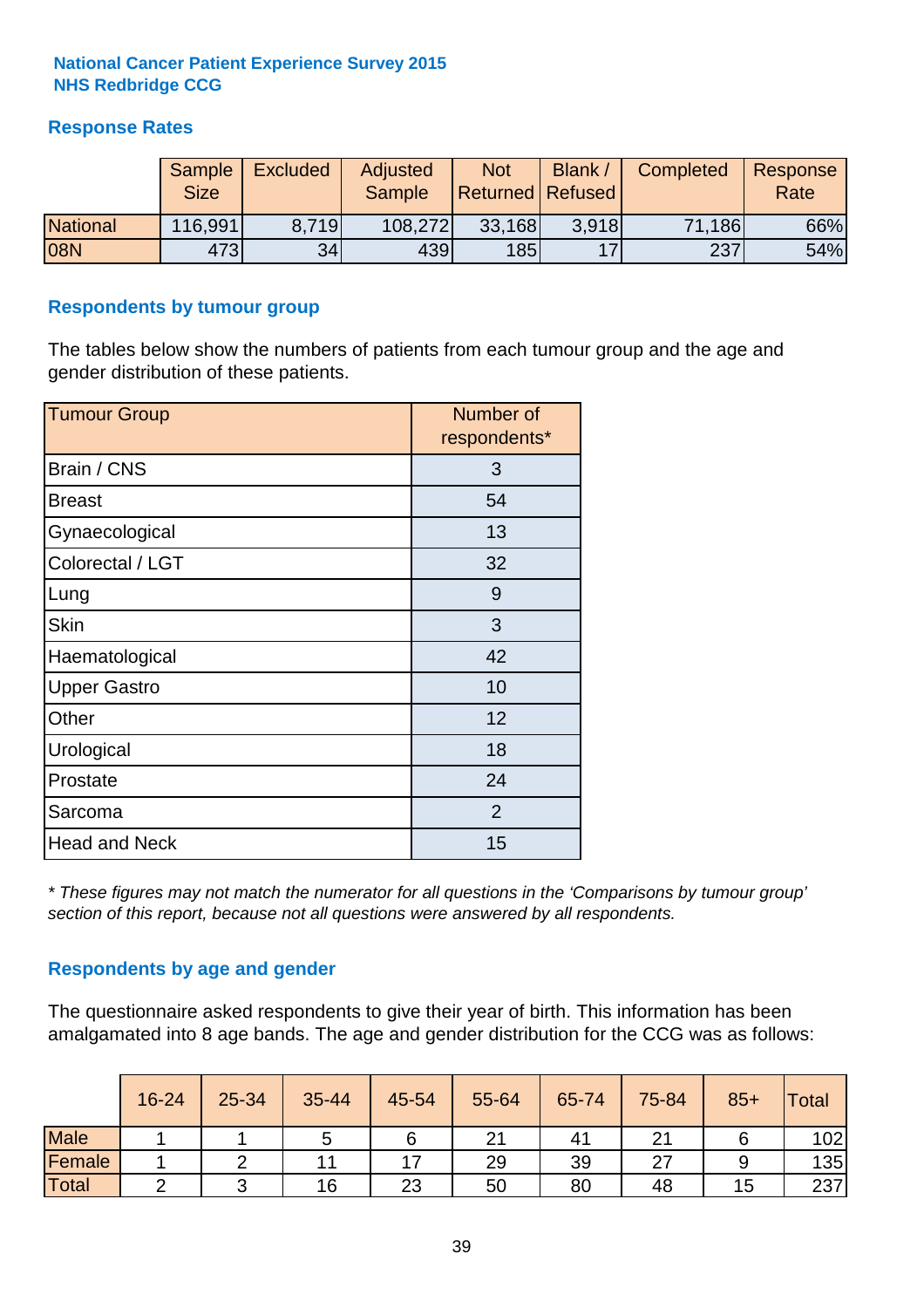National Cancer Patient Experience Survey 2015
NHS Redbridge CCG

## Response Rates

| | Sample Size | Excluded | Adjusted Sample | Not Returned | Blank / Refused | Completed | Response Rate |
|---|---|---|---|---|---|---|---|
| National | 116,991 | 8,719 | 108,272 | 33,168 | 3,918 | 71,186 | 66% |
| 08N | 473 | 34 | 439 | 185 | 17 | 237 | 54% |

## Respondents by tumour group

The tables below show the numbers of patients from each tumour group and the age and gender distribution of these patients.

| Tumour Group | Number of respondents* |
|---|---|
| Brain / CNS | 3 |
| Breast | 54 |
| Gynaecological | 13 |
| Colorectal / LGT | 32 |
| Lung | 9 |
| Skin | 3 |
| Haematological | 42 |
| Upper Gastro | 10 |
| Other | 12 |
| Urological | 18 |
| Prostate | 24 |
| Sarcoma | 2 |
| Head and Neck | 15 |

*\* These figures may not match the numerator for all questions in the 'Comparisons by tumour group' section of this report, because not all questions were answered by all respondents.*

## Respondents by age and gender

The questionnaire asked respondents to give their year of birth. This information has been amalgamated into 8 age bands. The age and gender distribution for the CCG was as follows:

| | 16-24 | 25-34 | 35-44 | 45-54 | 55-64 | 65-74 | 75-84 | 85+ | Total |
|---|---|---|---|---|---|---|---|---|---|
| Male | 1 | 1 | 5 | 6 | 21 | 41 | 21 | 6 | 102 |
| Female | 1 | 2 | 11 | 17 | 29 | 39 | 27 | 9 | 135 |
| Total | 2 | 3 | 16 | 23 | 50 | 80 | 48 | 15 | 237 |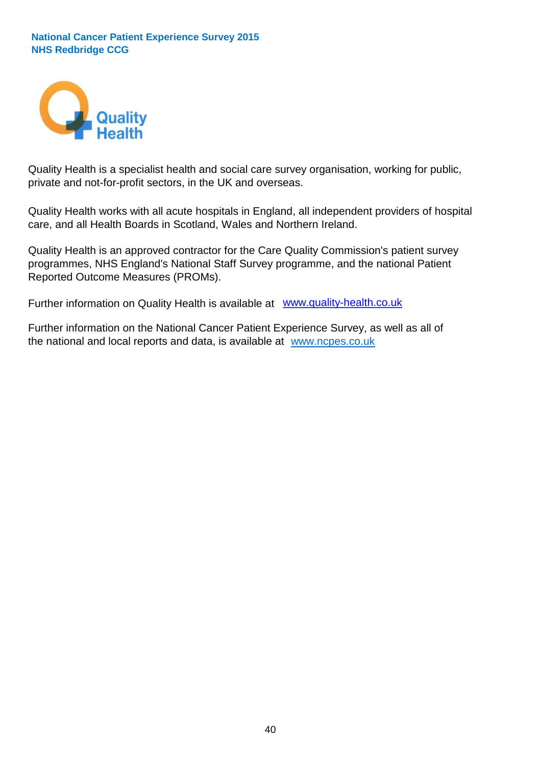**National Cancer Patient Experience Survey 2015**
**NHS Redbridge CCG**

Quality Health

Quality Health is a specialist health and social care survey organisation, working for public, private and not-for-profit sectors, in the UK and overseas.

Quality Health works with all acute hospitals in England, all independent providers of hospital care, and all Health Boards in Scotland, Wales and Northern Ireland.

Quality Health is an approved contractor for the Care Quality Commission's patient survey programmes, NHS England's National Staff Survey programme, and the national Patient Reported Outcome Measures (PROMs).

Further information on Quality Health is available at [www.quality-health.co.uk](http://www.quality-health.co.uk)

Further information on the National Cancer Patient Experience Survey, as well as all of the national and local reports and data, is available at [www.ncpes.co.uk](http://www.ncpes.co.uk)